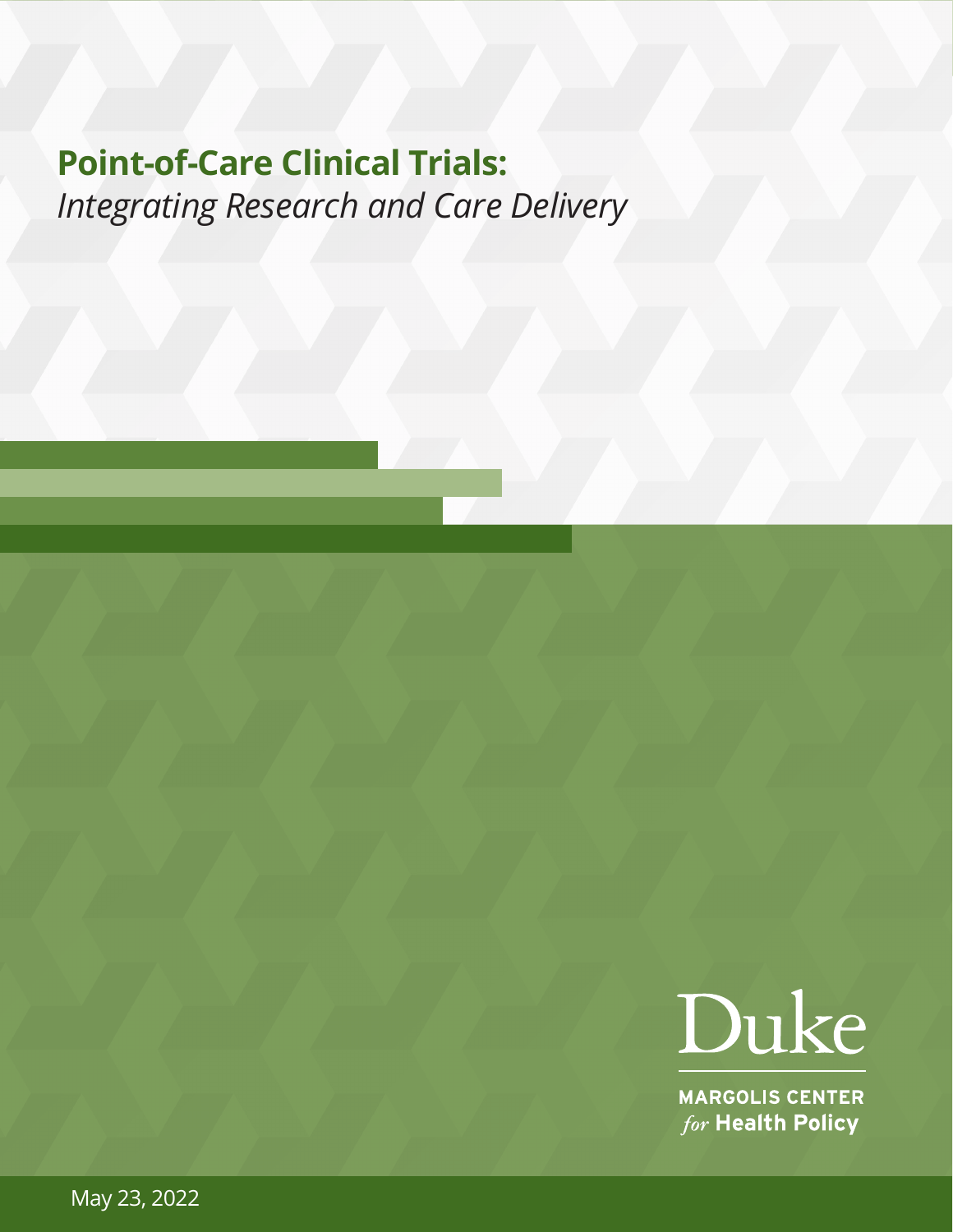# Point-of-Care Clinical Trials:

*Integrating Research and Care Delivery*

Duke

MARGOLIS CENTER *for* Health Policy

May 23, 2022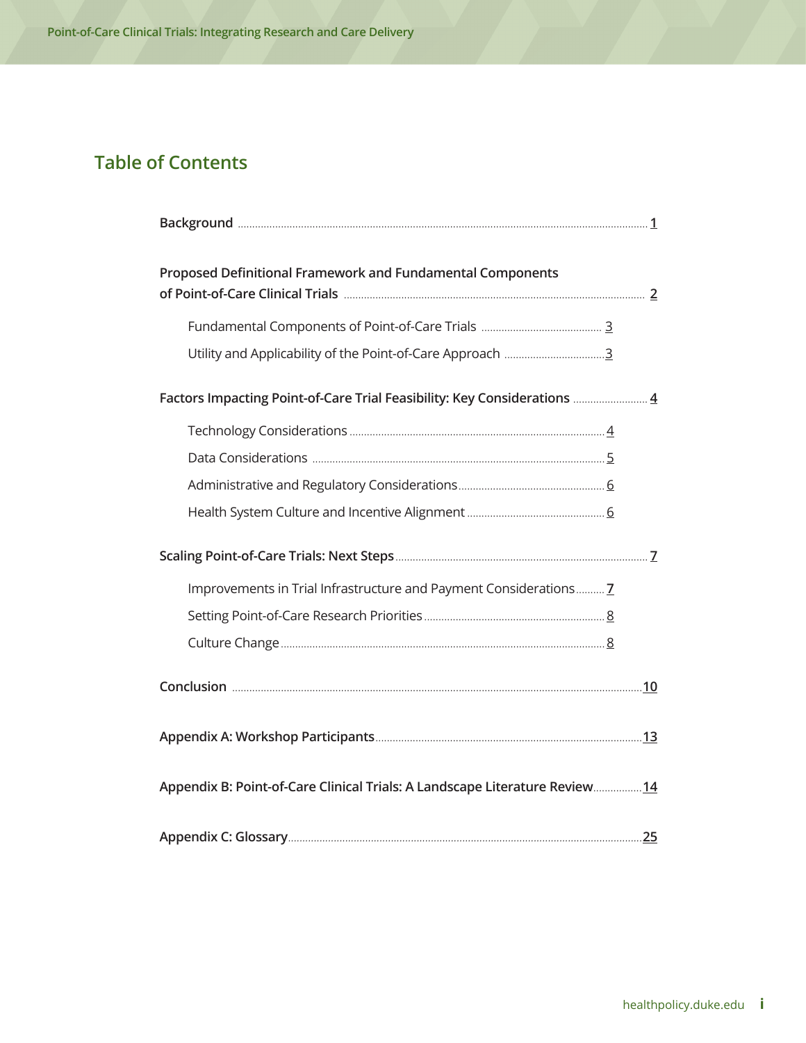# Table of Contents

- **Background** ... 1
- **Proposed Definitional Framework and Fundamental Components of Point-of-Care Clinical Trials** ... 2
  - Fundamental Components of Point-of-Care Trials ... 3
  - Utility and Applicability of the Point-of-Care Approach ... 3
- **Factors Impacting Point-of-Care Trial Feasibility: Key Considerations** ... 4
  - Technology Considerations ... 4
  - Data Considerations ... 5
  - Administrative and Regulatory Considerations ... 6
  - Health System Culture and Incentive Alignment ... 6
- **Scaling Point-of-Care Trials: Next Steps** ... 7
  - Improvements in Trial Infrastructure and Payment Considerations ... 7
  - Setting Point-of-Care Research Priorities ... 8
  - Culture Change ... 8
- **Conclusion** ... 10
- **Appendix A: Workshop Participants** ... 13
- **Appendix B: Point-of-Care Clinical Trials: A Landscape Literature Review** ... 14
- **Appendix C: Glossary** ... 25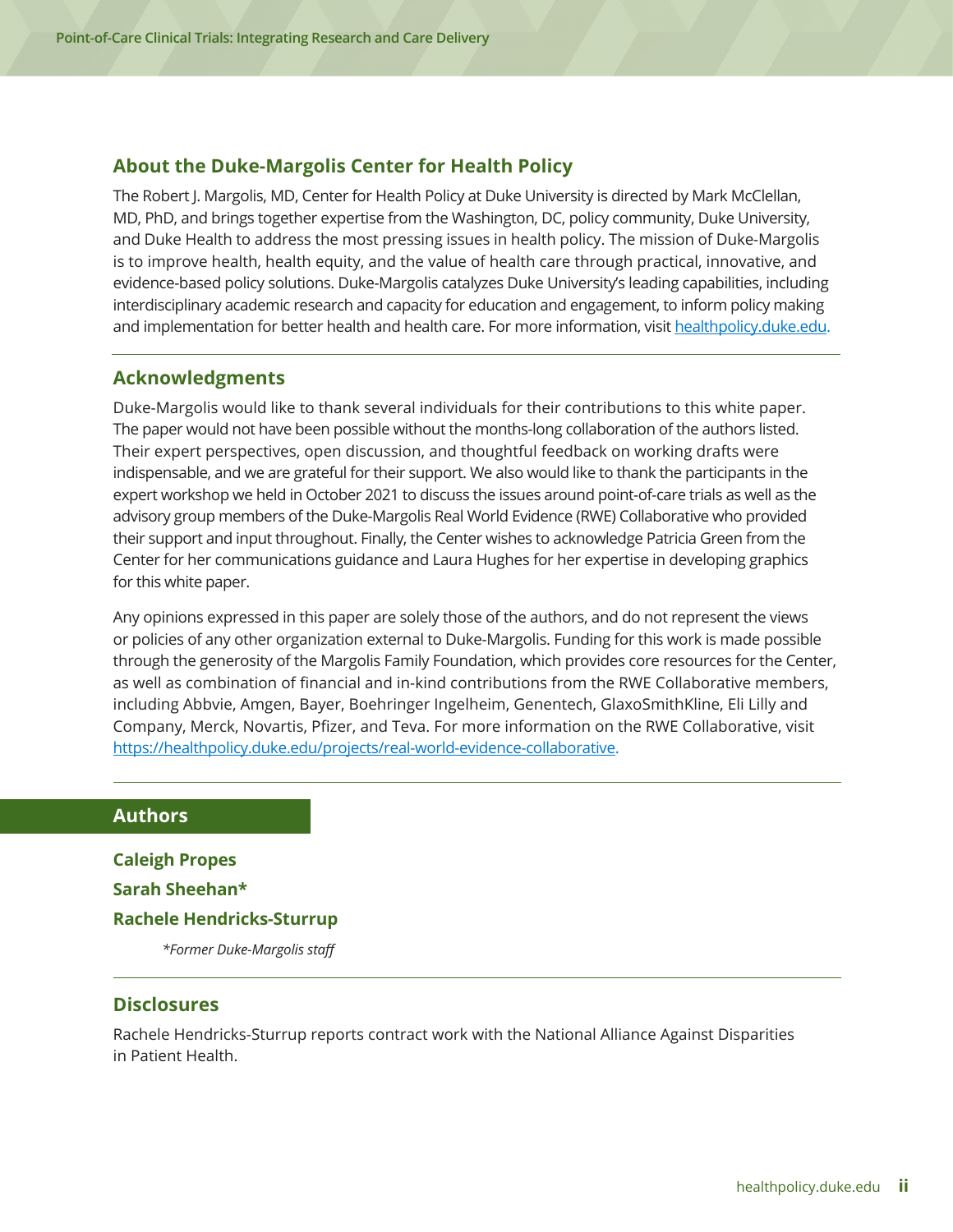## About the Duke-Margolis Center for Health Policy

The Robert J. Margolis, MD, Center for Health Policy at Duke University is directed by Mark McClellan, MD, PhD, and brings together expertise from the Washington, DC, policy community, Duke University, and Duke Health to address the most pressing issues in health policy. The mission of Duke-Margolis is to improve health, health equity, and the value of health care through practical, innovative, and evidence-based policy solutions. Duke-Margolis catalyzes Duke University's leading capabilities, including interdisciplinary academic research and capacity for education and engagement, to inform policy making and implementation for better health and health care. For more information, visit [healthpolicy.duke.edu.](healthpolicy.duke.edu)

## Acknowledgments

Duke-Margolis would like to thank several individuals for their contributions to this white paper. The paper would not have been possible without the months-long collaboration of the authors listed. Their expert perspectives, open discussion, and thoughtful feedback on working drafts were indispensable, and we are grateful for their support. We also would like to thank the participants in the expert workshop we held in October 2021 to discuss the issues around point-of-care trials as well as the advisory group members of the Duke-Margolis Real World Evidence (RWE) Collaborative who provided their support and input throughout. Finally, the Center wishes to acknowledge Patricia Green from the Center for her communications guidance and Laura Hughes for her expertise in developing graphics for this white paper.

Any opinions expressed in this paper are solely those of the authors, and do not represent the views or policies of any other organization external to Duke-Margolis. Funding for this work is made possible through the generosity of the Margolis Family Foundation, which provides core resources for the Center, as well as combination of financial and in-kind contributions from the RWE Collaborative members, including Abbvie, Amgen, Bayer, Boehringer Ingelheim, Genentech, GlaxoSmithKline, Eli Lilly and Company, Merck, Novartis, Pfizer, and Teva. For more information on the RWE Collaborative, visit [https://healthpolicy.duke.edu/projects/real-world-evidence-collaborative.](https://healthpolicy.duke.edu/projects/real-world-evidence-collaborative)

## Authors

**Caleigh Propes**

**Sarah Sheehan***

**Rachele Hendricks-Sturrup**

*\*Former Duke-Margolis staff*

## Disclosures

Rachele Hendricks-Sturrup reports contract work with the National Alliance Against Disparities in Patient Health.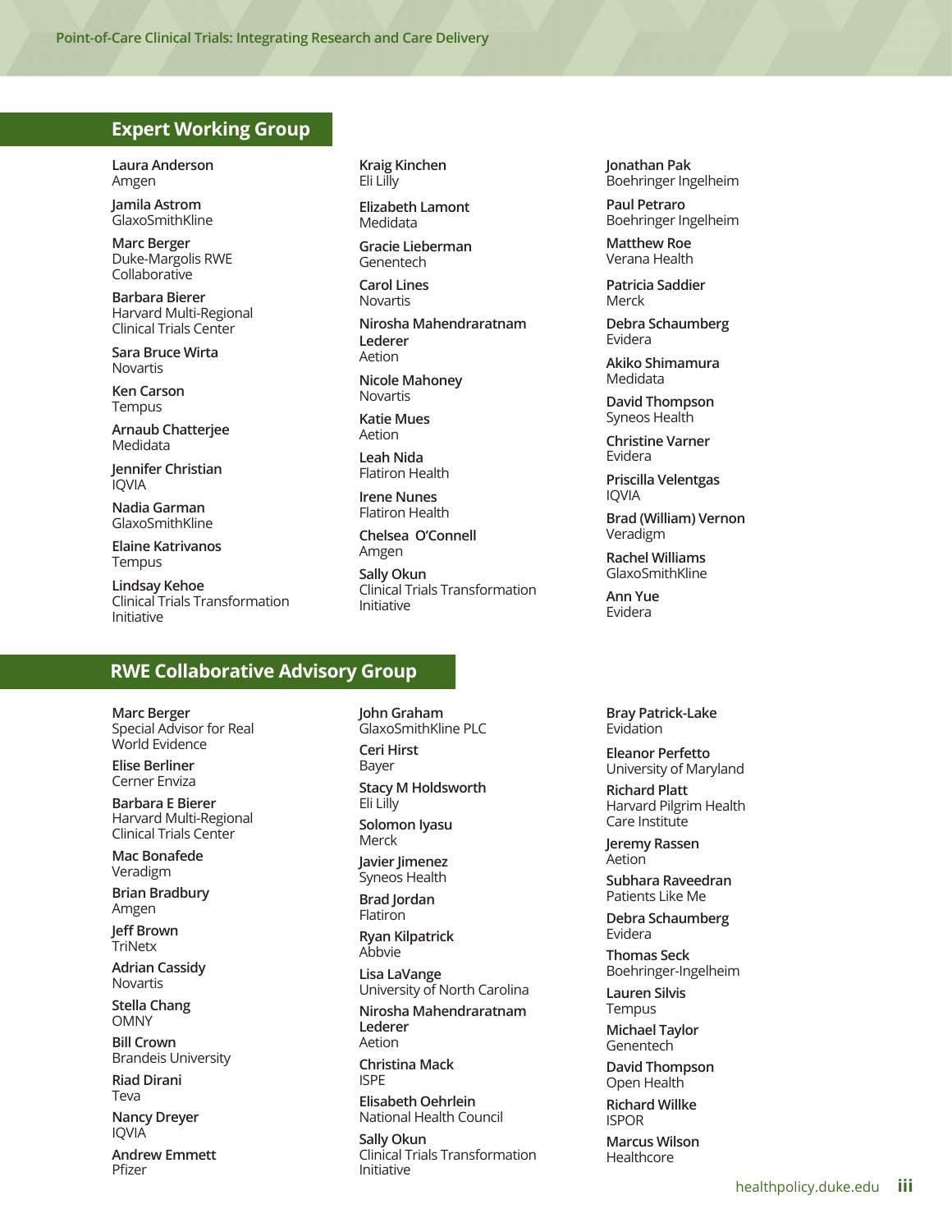## Expert Working Group

**Laura Anderson**
Amgen

**Jamila Astrom**
GlaxoSmithKline

**Marc Berger**
Duke-Margolis RWE Collaborative

**Barbara Bierer**
Harvard Multi-Regional Clinical Trials Center

**Sara Bruce Wirta**
Novartis

**Ken Carson**
Tempus

**Arnaub Chatterjee**
Medidata

**Jennifer Christian**
IQVIA

**Nadia Garman**
GlaxoSmithKline

**Elaine Katrivanos**
Tempus

**Lindsay Kehoe**
Clinical Trials Transformation Initiative

**Kraig Kinchen**
Eli Lilly

**Elizabeth Lamont**
Medidata

**Gracie Lieberman**
Genentech

**Carol Lines**
Novartis

**Nirosha Mahendraratnam Lederer**
Aetion

**Nicole Mahoney**
Novartis

**Katie Mues**
Aetion

**Leah Nida**
Flatiron Health

**Irene Nunes**
Flatiron Health

**Chelsea O'Connell**
Amgen

**Sally Okun**
Clinical Trials Transformation Initiative

**Jonathan Pak**
Boehringer Ingelheim

**Paul Petraro**
Boehringer Ingelheim

**Matthew Roe**
Verana Health

**Patricia Saddier**
Merck

**Debra Schaumberg**
Evidera

**Akiko Shimamura**
Medidata

**David Thompson**
Syneos Health

**Christine Varner**
Evidera

**Priscilla Velentgas**
IQVIA

**Brad (William) Vernon**
Veradigm

**Rachel Williams**
GlaxoSmithKline

**Ann Yue**
Evidera

## RWE Collaborative Advisory Group

**Marc Berger**
Special Advisor for Real World Evidence

**Elise Berliner**
Cerner Enviza

**Barbara E Bierer**
Harvard Multi-Regional Clinical Trials Center

**Mac Bonafede**
Veradigm

**Brian Bradbury**
Amgen

**Jeff Brown**
TriNetx

**Adrian Cassidy**
Novartis

**Stella Chang**
OMNY

**Bill Crown**
Brandeis University

**Riad Dirani**
Teva

**Nancy Dreyer**
IQVIA

**Andrew Emmett**
Pfizer

**John Graham**
GlaxoSmithKline PLC

**Ceri Hirst**
Bayer

**Stacy M Holdsworth**
Eli Lilly

**Solomon Iyasu**
Merck

**Javier Jimenez**
Syneos Health

**Brad Jordan**
Flatiron

**Ryan Kilpatrick**
Abbvie

**Lisa LaVange**
University of North Carolina

**Nirosha Mahendraratnam Lederer**
Aetion

**Christina Mack**
ISPE

**Elisabeth Oehrlein**
National Health Council

**Sally Okun**
Clinical Trials Transformation Initiative

**Bray Patrick-Lake**
Evidation

**Eleanor Perfetto**
University of Maryland

**Richard Platt**
Harvard Pilgrim Health Care Institute

**Jeremy Rassen**
Aetion

**Subhara Raveedran**
Patients Like Me

**Debra Schaumberg**
Evidera

**Thomas Seck**
Boehringer-Ingelheim

**Lauren Silvis**
Tempus

**Michael Taylor**
Genentech

**David Thompson**
Open Health

**Richard Willke**
ISPOR

**Marcus Wilson**
Healthcore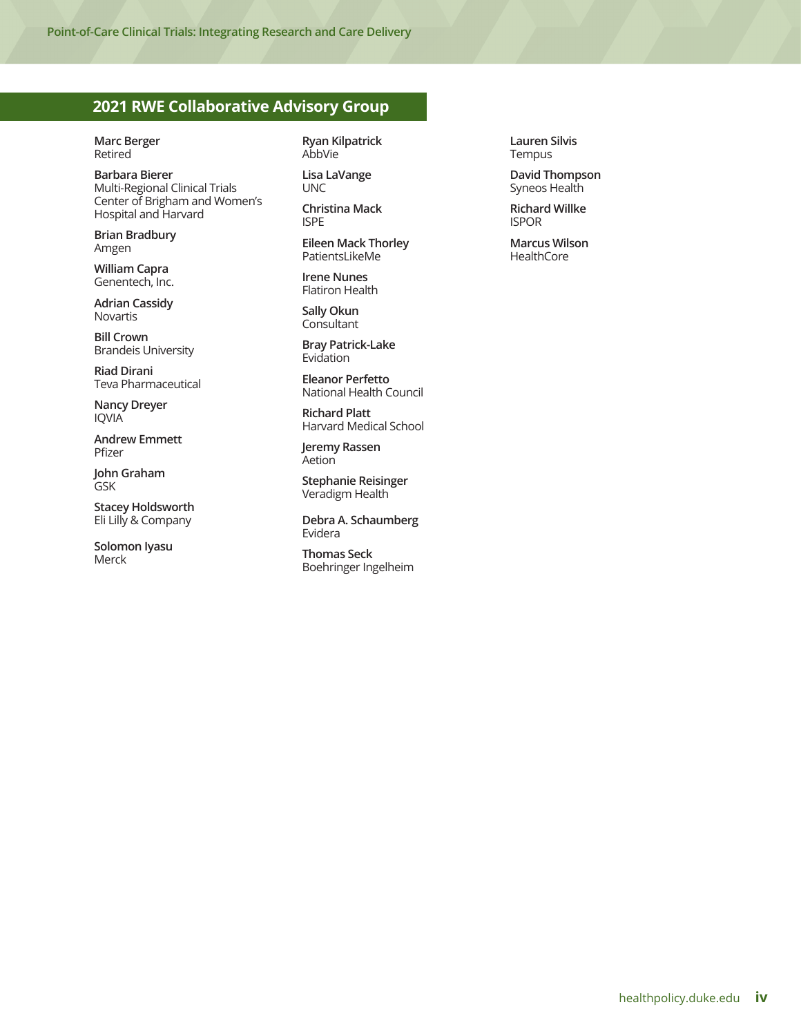## 2021 RWE Collaborative Advisory Group

**Marc Berger**
Retired

**Barbara Bierer**
Multi-Regional Clinical Trials Center of Brigham and Women's Hospital and Harvard

**Brian Bradbury**
Amgen

**William Capra**
Genentech, Inc.

**Adrian Cassidy**
Novartis

**Bill Crown**
Brandeis University

**Riad Dirani**
Teva Pharmaceutical

**Nancy Dreyer**
IQVIA

**Andrew Emmett**
Pfizer

**John Graham**
GSK

**Stacey Holdsworth**
Eli Lilly & Company

**Solomon Iyasu**
Merck

**Ryan Kilpatrick**
AbbVie

**Lisa LaVange**
UNC

**Christina Mack**
ISPE

**Eileen Mack Thorley**
PatientsLikeMe

**Irene Nunes**
Flatiron Health

**Sally Okun**
Consultant

**Bray Patrick-Lake**
Evidation

**Eleanor Perfetto**
National Health Council

**Richard Platt**
Harvard Medical School

**Jeremy Rassen**
Aetion

**Stephanie Reisinger**
Veradigm Health

**Debra A. Schaumberg**
Evidera

**Thomas Seck**
Boehringer Ingelheim

**Lauren Silvis**
Tempus

**David Thompson**
Syneos Health

**Richard Willke**
ISPOR

**Marcus Wilson**
HealthCore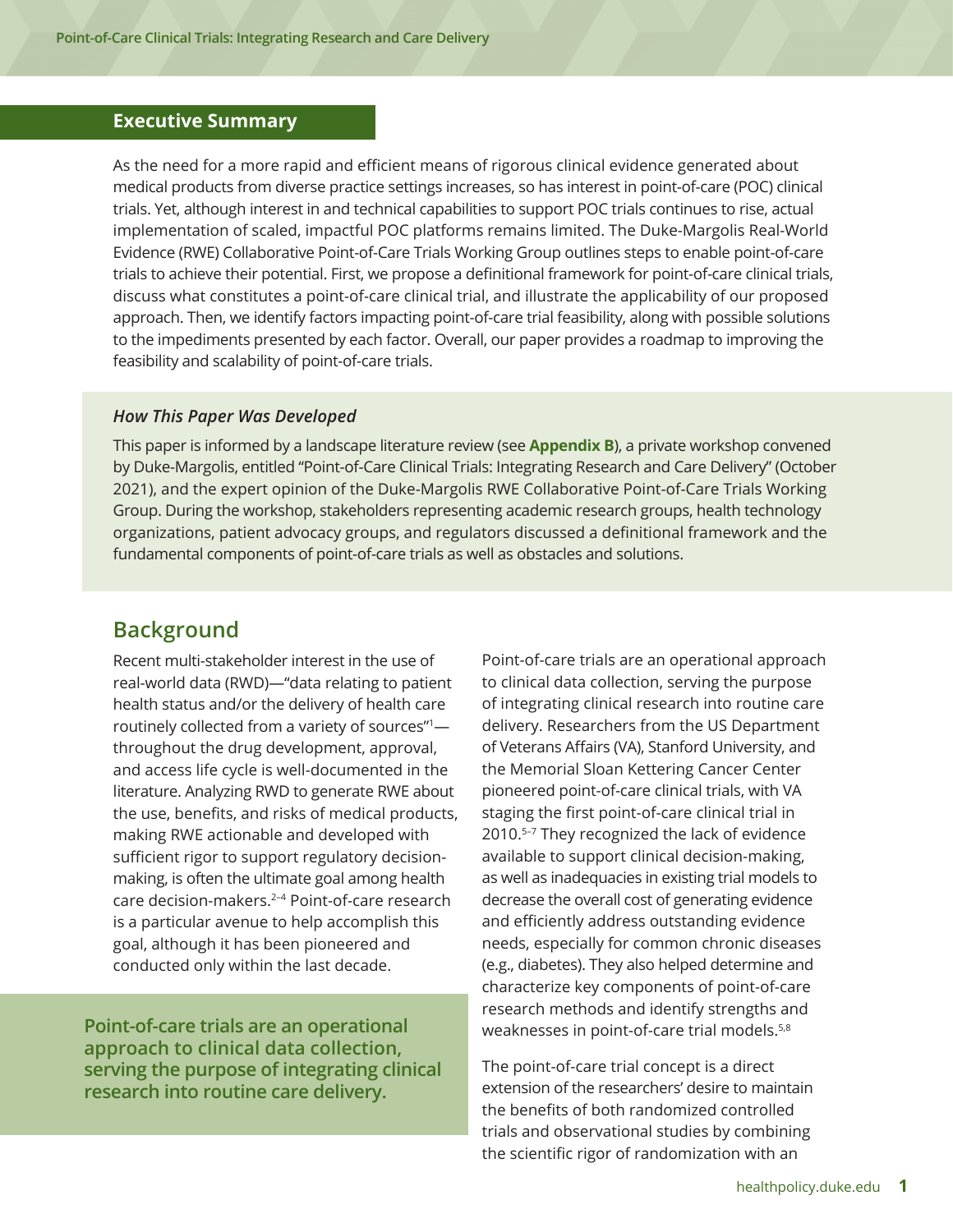## Executive Summary

As the need for a more rapid and efficient means of rigorous clinical evidence generated about medical products from diverse practice settings increases, so has interest in point-of-care (POC) clinical trials. Yet, although interest in and technical capabilities to support POC trials continues to rise, actual implementation of scaled, impactful POC platforms remains limited. The Duke-Margolis Real-World Evidence (RWE) Collaborative Point-of-Care Trials Working Group outlines steps to enable point-of-care trials to achieve their potential. First, we propose a definitional framework for point-of-care clinical trials, discuss what constitutes a point-of-care clinical trial, and illustrate the applicability of our proposed approach. Then, we identify factors impacting point-of-care trial feasibility, along with possible solutions to the impediments presented by each factor. Overall, our paper provides a roadmap to improving the feasibility and scalability of point-of-care trials.

### *How This Paper Was Developed*

This paper is informed by a landscape literature review (see **Appendix B**), a private workshop convened by Duke-Margolis, entitled "Point-of-Care Clinical Trials: Integrating Research and Care Delivery" (October 2021), and the expert opinion of the Duke-Margolis RWE Collaborative Point-of-Care Trials Working Group. During the workshop, stakeholders representing academic research groups, health technology organizations, patient advocacy groups, and regulators discussed a definitional framework and the fundamental components of point-of-care trials as well as obstacles and solutions.

## Background

Recent multi-stakeholder interest in the use of real-world data (RWD)—"data relating to patient health status and/or the delivery of health care routinely collected from a variety of sources"[1]—throughout the drug development, approval, and access life cycle is well-documented in the literature. Analyzing RWD to generate RWE about the use, benefits, and risks of medical products, making RWE actionable and developed with sufficient rigor to support regulatory decision-making, is often the ultimate goal among health care decision-makers.[2–4] Point-of-care research is a particular avenue to help accomplish this goal, although it has been pioneered and conducted only within the last decade.

**Point-of-care trials are an operational approach to clinical data collection, serving the purpose of integrating clinical research into routine care delivery.**

Point-of-care trials are an operational approach to clinical data collection, serving the purpose of integrating clinical research into routine care delivery. Researchers from the US Department of Veterans Affairs (VA), Stanford University, and the Memorial Sloan Kettering Cancer Center pioneered point-of-care clinical trials, with VA staging the first point-of-care clinical trial in 2010.[5–7] They recognized the lack of evidence available to support clinical decision-making, as well as inadequacies in existing trial models to decrease the overall cost of generating evidence and efficiently address outstanding evidence needs, especially for common chronic diseases (e.g., diabetes). They also helped determine and characterize key components of point-of-care research methods and identify strengths and weaknesses in point-of-care trial models.[5,8]

The point-of-care trial concept is a direct extension of the researchers' desire to maintain the benefits of both randomized controlled trials and observational studies by combining the scientific rigor of randomization with an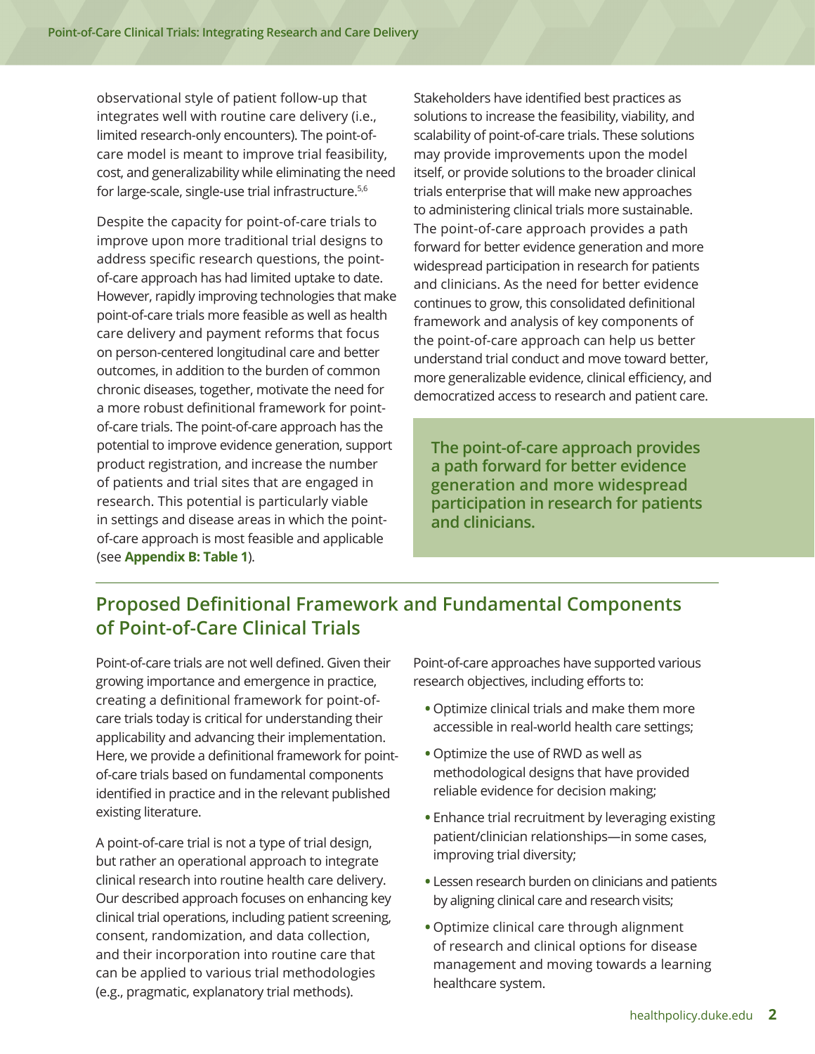observational style of patient follow-up that integrates well with routine care delivery (i.e., limited research-only encounters). The point-of-care model is meant to improve trial feasibility, cost, and generalizability while eliminating the need for large-scale, single-use trial infrastructure.[5,6]

Despite the capacity for point-of-care trials to improve upon more traditional trial designs to address specific research questions, the point-of-care approach has had limited uptake to date. However, rapidly improving technologies that make point-of-care trials more feasible as well as health care delivery and payment reforms that focus on person-centered longitudinal care and better outcomes, in addition to the burden of common chronic diseases, together, motivate the need for a more robust definitional framework for point-of-care trials. The point-of-care approach has the potential to improve evidence generation, support product registration, and increase the number of patients and trial sites that are engaged in research. This potential is particularly viable in settings and disease areas in which the point-of-care approach is most feasible and applicable (see **Appendix B: Table 1**).

Stakeholders have identified best practices as solutions to increase the feasibility, viability, and scalability of point-of-care trials. These solutions may provide improvements upon the model itself, or provide solutions to the broader clinical trials enterprise that will make new approaches to administering clinical trials more sustainable. The point-of-care approach provides a path forward for better evidence generation and more widespread participation in research for patients and clinicians. As the need for better evidence continues to grow, this consolidated definitional framework and analysis of key components of the point-of-care approach can help us better understand trial conduct and move toward better, more generalizable evidence, clinical efficiency, and democratized access to research and patient care.

**The point-of-care approach provides a path forward for better evidence generation and more widespread participation in research for patients and clinicians.**

## Proposed Definitional Framework and Fundamental Components of Point-of-Care Clinical Trials

Point-of-care trials are not well defined. Given their growing importance and emergence in practice, creating a definitional framework for point-of-care trials today is critical for understanding their applicability and advancing their implementation. Here, we provide a definitional framework for point-of-care trials based on fundamental components identified in practice and in the relevant published existing literature.

A point-of-care trial is not a type of trial design, but rather an operational approach to integrate clinical research into routine health care delivery. Our described approach focuses on enhancing key clinical trial operations, including patient screening, consent, randomization, and data collection, and their incorporation into routine care that can be applied to various trial methodologies (e.g., pragmatic, explanatory trial methods).

Point-of-care approaches have supported various research objectives, including efforts to:

- Optimize clinical trials and make them more accessible in real-world health care settings;
- Optimize the use of RWD as well as methodological designs that have provided reliable evidence for decision making;
- Enhance trial recruitment by leveraging existing patient/clinician relationships—in some cases, improving trial diversity;
- Lessen research burden on clinicians and patients by aligning clinical care and research visits;
- Optimize clinical care through alignment of research and clinical options for disease management and moving towards a learning healthcare system.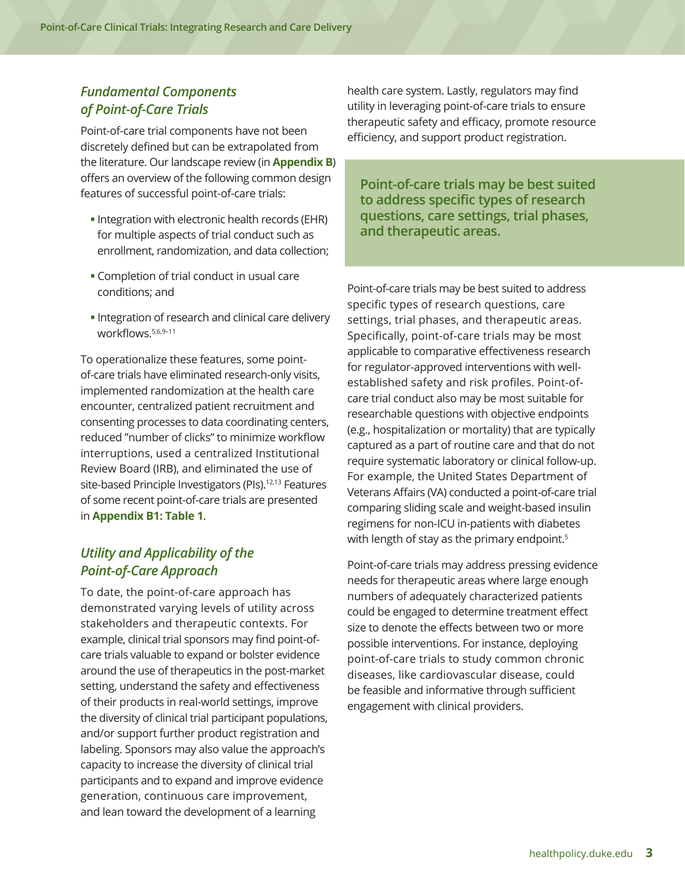### *Fundamental Components of Point-of-Care Trials*

Point-of-care trial components have not been discretely defined but can be extrapolated from the literature. Our landscape review (in **Appendix B**) offers an overview of the following common design features of successful point-of-care trials:

- Integration with electronic health records (EHR) for multiple aspects of trial conduct such as enrollment, randomization, and data collection;
- Completion of trial conduct in usual care conditions; and
- Integration of research and clinical care delivery workflows.[5,6,9–11]

To operationalize these features, some point-of-care trials have eliminated research-only visits, implemented randomization at the health care encounter, centralized patient recruitment and consenting processes to data coordinating centers, reduced "number of clicks" to minimize workflow interruptions, used a centralized Institutional Review Board (IRB), and eliminated the use of site-based Principle Investigators (PIs).[12,13] Features of some recent point-of-care trials are presented in **Appendix B1: Table 1**.

### *Utility and Applicability of the Point-of-Care Approach*

To date, the point-of-care approach has demonstrated varying levels of utility across stakeholders and therapeutic contexts. For example, clinical trial sponsors may find point-of-care trials valuable to expand or bolster evidence around the use of therapeutics in the post-market setting, understand the safety and effectiveness of their products in real-world settings, improve the diversity of clinical trial participant populations, and/or support further product registration and labeling. Sponsors may also value the approach's capacity to increase the diversity of clinical trial participants and to expand and improve evidence generation, continuous care improvement, and lean toward the development of a learning health care system. Lastly, regulators may find utility in leveraging point-of-care trials to ensure therapeutic safety and efficacy, promote resource efficiency, and support product registration.

**Point-of-care trials may be best suited to address specific types of research questions, care settings, trial phases, and therapeutic areas.**

Point-of-care trials may be best suited to address specific types of research questions, care settings, trial phases, and therapeutic areas. Specifically, point-of-care trials may be most applicable to comparative effectiveness research for regulator-approved interventions with well-established safety and risk profiles. Point-of-care trial conduct also may be most suitable for researchable questions with objective endpoints (e.g., hospitalization or mortality) that are typically captured as a part of routine care and that do not require systematic laboratory or clinical follow-up. For example, the United States Department of Veterans Affairs (VA) conducted a point-of-care trial comparing sliding scale and weight-based insulin regimens for non-ICU in-patients with diabetes with length of stay as the primary endpoint.[5]

Point-of-care trials may address pressing evidence needs for therapeutic areas where large enough numbers of adequately characterized patients could be engaged to determine treatment effect size to denote the effects between two or more possible interventions. For instance, deploying point-of-care trials to study common chronic diseases, like cardiovascular disease, could be feasible and informative through sufficient engagement with clinical providers.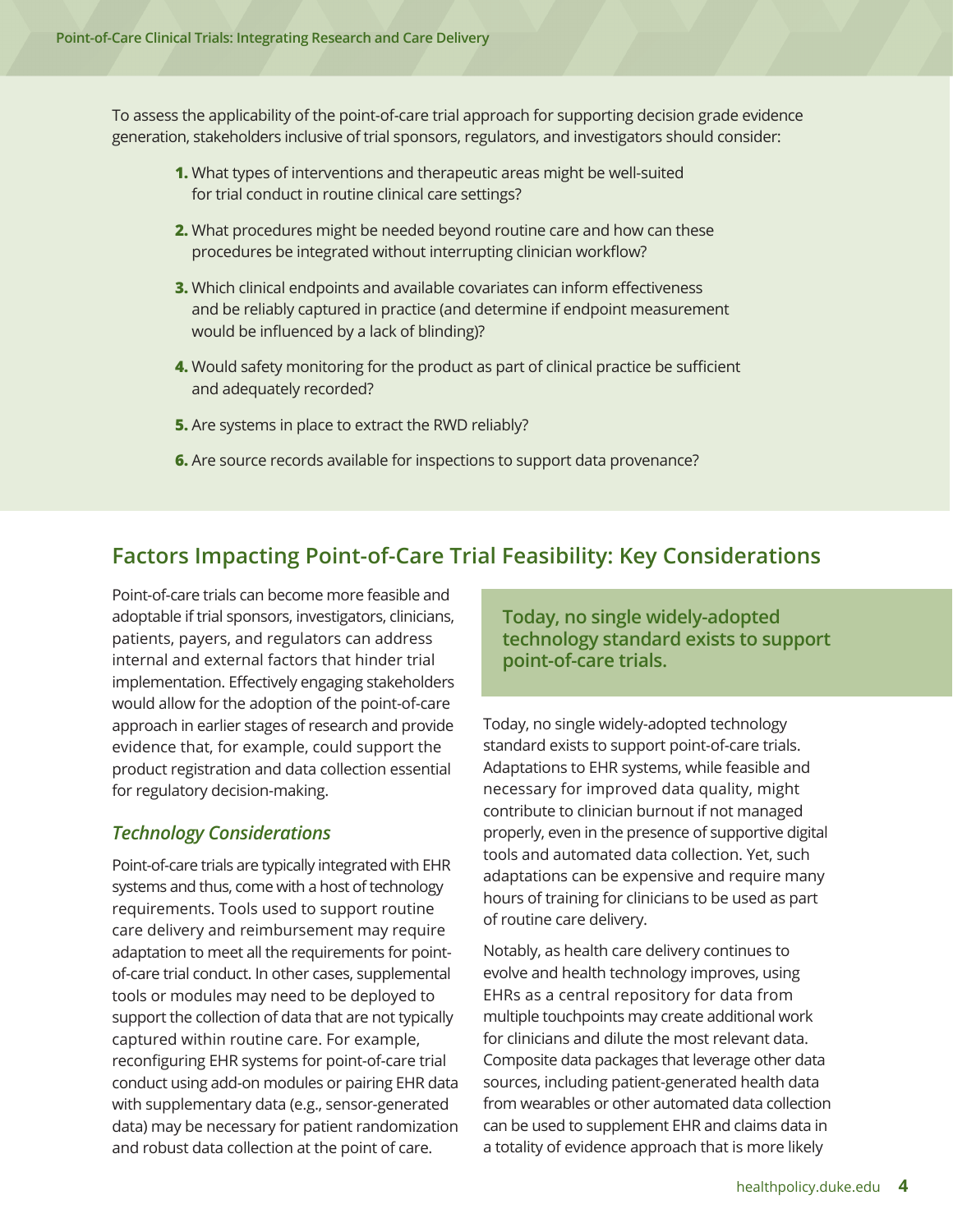To assess the applicability of the point-of-care trial approach for supporting decision grade evidence generation, stakeholders inclusive of trial sponsors, regulators, and investigators should consider:

1. What types of interventions and therapeutic areas might be well-suited for trial conduct in routine clinical care settings?
2. What procedures might be needed beyond routine care and how can these procedures be integrated without interrupting clinician workflow?
3. Which clinical endpoints and available covariates can inform effectiveness and be reliably captured in practice (and determine if endpoint measurement would be influenced by a lack of blinding)?
4. Would safety monitoring for the product as part of clinical practice be sufficient and adequately recorded?
5. Are systems in place to extract the RWD reliably?
6. Are source records available for inspections to support data provenance?

## Factors Impacting Point-of-Care Trial Feasibility: Key Considerations

Point-of-care trials can become more feasible and adoptable if trial sponsors, investigators, clinicians, patients, payers, and regulators can address internal and external factors that hinder trial implementation. Effectively engaging stakeholders would allow for the adoption of the point-of-care approach in earlier stages of research and provide evidence that, for example, could support the product registration and data collection essential for regulatory decision-making.

### *Technology Considerations*

Point-of-care trials are typically integrated with EHR systems and thus, come with a host of technology requirements. Tools used to support routine care delivery and reimbursement may require adaptation to meet all the requirements for point-of-care trial conduct. In other cases, supplemental tools or modules may need to be deployed to support the collection of data that are not typically captured within routine care. For example, reconfiguring EHR systems for point-of-care trial conduct using add-on modules or pairing EHR data with supplementary data (e.g., sensor-generated data) may be necessary for patient randomization and robust data collection at the point of care.

**Today, no single widely-adopted technology standard exists to support point-of-care trials.**

Today, no single widely-adopted technology standard exists to support point-of-care trials. Adaptations to EHR systems, while feasible and necessary for improved data quality, might contribute to clinician burnout if not managed properly, even in the presence of supportive digital tools and automated data collection. Yet, such adaptations can be expensive and require many hours of training for clinicians to be used as part of routine care delivery.

Notably, as health care delivery continues to evolve and health technology improves, using EHRs as a central repository for data from multiple touchpoints may create additional work for clinicians and dilute the most relevant data. Composite data packages that leverage other data sources, including patient-generated health data from wearables or other automated data collection can be used to supplement EHR and claims data in a totality of evidence approach that is more likely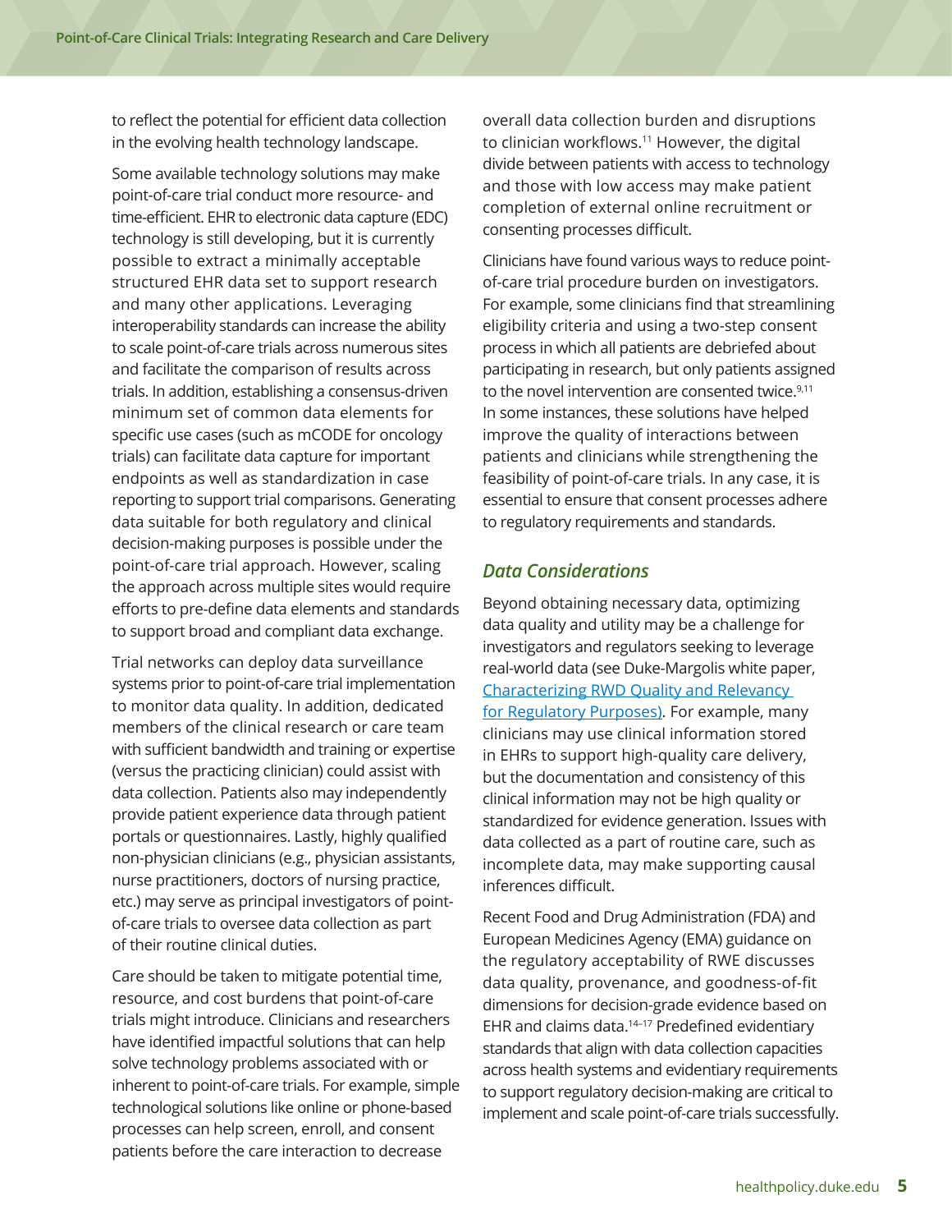to reflect the potential for efficient data collection in the evolving health technology landscape.

Some available technology solutions may make point-of-care trial conduct more resource- and time-efficient. EHR to electronic data capture (EDC) technology is still developing, but it is currently possible to extract a minimally acceptable structured EHR data set to support research and many other applications. Leveraging interoperability standards can increase the ability to scale point-of-care trials across numerous sites and facilitate the comparison of results across trials. In addition, establishing a consensus-driven minimum set of common data elements for specific use cases (such as mCODE for oncology trials) can facilitate data capture for important endpoints as well as standardization in case reporting to support trial comparisons. Generating data suitable for both regulatory and clinical decision-making purposes is possible under the point-of-care trial approach. However, scaling the approach across multiple sites would require efforts to pre-define data elements and standards to support broad and compliant data exchange.

Trial networks can deploy data surveillance systems prior to point-of-care trial implementation to monitor data quality. In addition, dedicated members of the clinical research or care team with sufficient bandwidth and training or expertise (versus the practicing clinician) could assist with data collection. Patients also may independently provide patient experience data through patient portals or questionnaires. Lastly, highly qualified non-physician clinicians (e.g., physician assistants, nurse practitioners, doctors of nursing practice, etc.) may serve as principal investigators of point-of-care trials to oversee data collection as part of their routine clinical duties.

Care should be taken to mitigate potential time, resource, and cost burdens that point-of-care trials might introduce. Clinicians and researchers have identified impactful solutions that can help solve technology problems associated with or inherent to point-of-care trials. For example, simple technological solutions like online or phone-based processes can help screen, enroll, and consent patients before the care interaction to decrease overall data collection burden and disruptions to clinician workflows.[11] However, the digital divide between patients with access to technology and those with low access may make patient completion of external online recruitment or consenting processes difficult.

Clinicians have found various ways to reduce point-of-care trial procedure burden on investigators. For example, some clinicians find that streamlining eligibility criteria and using a two-step consent process in which all patients are debriefed about participating in research, but only patients assigned to the novel intervention are consented twice.[9,11] In some instances, these solutions have helped improve the quality of interactions between patients and clinicians while strengthening the feasibility of point-of-care trials. In any case, it is essential to ensure that consent processes adhere to regulatory requirements and standards.

### *Data Considerations*

Beyond obtaining necessary data, optimizing data quality and utility may be a challenge for investigators and regulators seeking to leverage real-world data (see Duke-Margolis white paper, [Characterizing RWD Quality and Relevancy for Regulatory Purposes](#)). For example, many clinicians may use clinical information stored in EHRs to support high-quality care delivery, but the documentation and consistency of this clinical information may not be high quality or standardized for evidence generation. Issues with data collected as a part of routine care, such as incomplete data, may make supporting causal inferences difficult.

Recent Food and Drug Administration (FDA) and European Medicines Agency (EMA) guidance on the regulatory acceptability of RWE discusses data quality, provenance, and goodness-of-fit dimensions for decision-grade evidence based on EHR and claims data.[14–17] Predefined evidentiary standards that align with data collection capacities across health systems and evidentiary requirements to support regulatory decision-making are critical to implement and scale point-of-care trials successfully.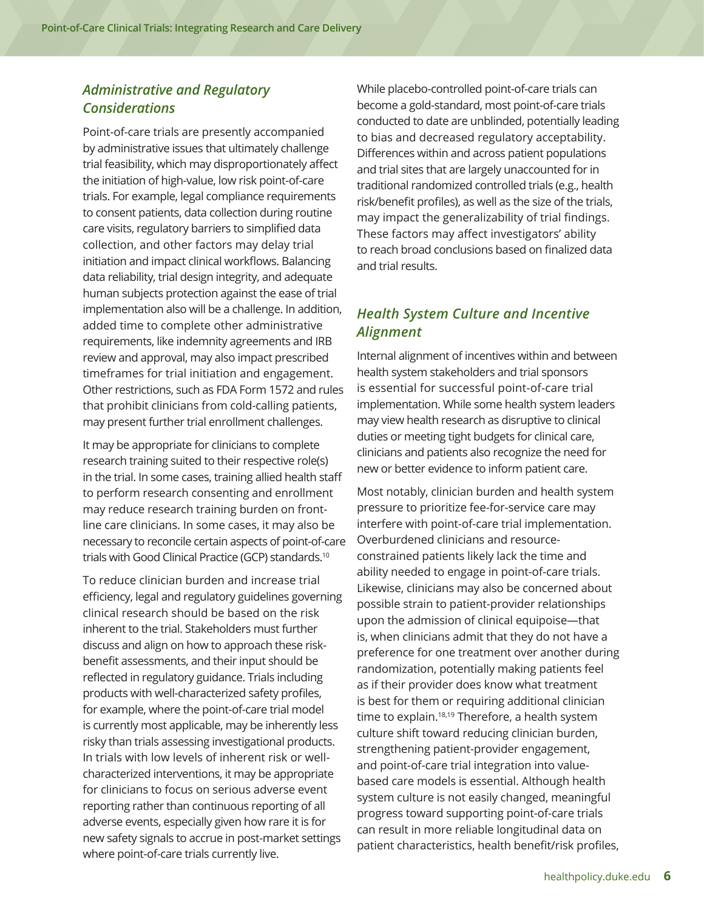### *Administrative and Regulatory Considerations*

Point-of-care trials are presently accompanied by administrative issues that ultimately challenge trial feasibility, which may disproportionately affect the initiation of high-value, low risk point-of-care trials. For example, legal compliance requirements to consent patients, data collection during routine care visits, regulatory barriers to simplified data collection, and other factors may delay trial initiation and impact clinical workflows. Balancing data reliability, trial design integrity, and adequate human subjects protection against the ease of trial implementation also will be a challenge. In addition, added time to complete other administrative requirements, like indemnity agreements and IRB review and approval, may also impact prescribed timeframes for trial initiation and engagement. Other restrictions, such as FDA Form 1572 and rules that prohibit clinicians from cold-calling patients, may present further trial enrollment challenges.

It may be appropriate for clinicians to complete research training suited to their respective role(s) in the trial. In some cases, training allied health staff to perform research consenting and enrollment may reduce research training burden on front-line care clinicians. In some cases, it may also be necessary to reconcile certain aspects of point-of-care trials with Good Clinical Practice (GCP) standards.[10]

To reduce clinician burden and increase trial efficiency, legal and regulatory guidelines governing clinical research should be based on the risk inherent to the trial. Stakeholders must further discuss and align on how to approach these risk-benefit assessments, and their input should be reflected in regulatory guidance. Trials including products with well-characterized safety profiles, for example, where the point-of-care trial model is currently most applicable, may be inherently less risky than trials assessing investigational products. In trials with low levels of inherent risk or well-characterized interventions, it may be appropriate for clinicians to focus on serious adverse event reporting rather than continuous reporting of all adverse events, especially given how rare it is for new safety signals to accrue in post-market settings where point-of-care trials currently live.

While placebo-controlled point-of-care trials can become a gold-standard, most point-of-care trials conducted to date are unblinded, potentially leading to bias and decreased regulatory acceptability. Differences within and across patient populations and trial sites that are largely unaccounted for in traditional randomized controlled trials (e.g., health risk/benefit profiles), as well as the size of the trials, may impact the generalizability of trial findings. These factors may affect investigators' ability to reach broad conclusions based on finalized data and trial results.

### *Health System Culture and Incentive Alignment*

Internal alignment of incentives within and between health system stakeholders and trial sponsors is essential for successful point-of-care trial implementation. While some health system leaders may view health research as disruptive to clinical duties or meeting tight budgets for clinical care, clinicians and patients also recognize the need for new or better evidence to inform patient care.

Most notably, clinician burden and health system pressure to prioritize fee-for-service care may interfere with point-of-care trial implementation. Overburdened clinicians and resource-constrained patients likely lack the time and ability needed to engage in point-of-care trials. Likewise, clinicians may also be concerned about possible strain to patient-provider relationships upon the admission of clinical equipoise—that is, when clinicians admit that they do not have a preference for one treatment over another during randomization, potentially making patients feel as if their provider does know what treatment is best for them or requiring additional clinician time to explain.[18,19] Therefore, a health system culture shift toward reducing clinician burden, strengthening patient-provider engagement, and point-of-care trial integration into value-based care models is essential. Although health system culture is not easily changed, meaningful progress toward supporting point-of-care trials can result in more reliable longitudinal data on patient characteristics, health benefit/risk profiles,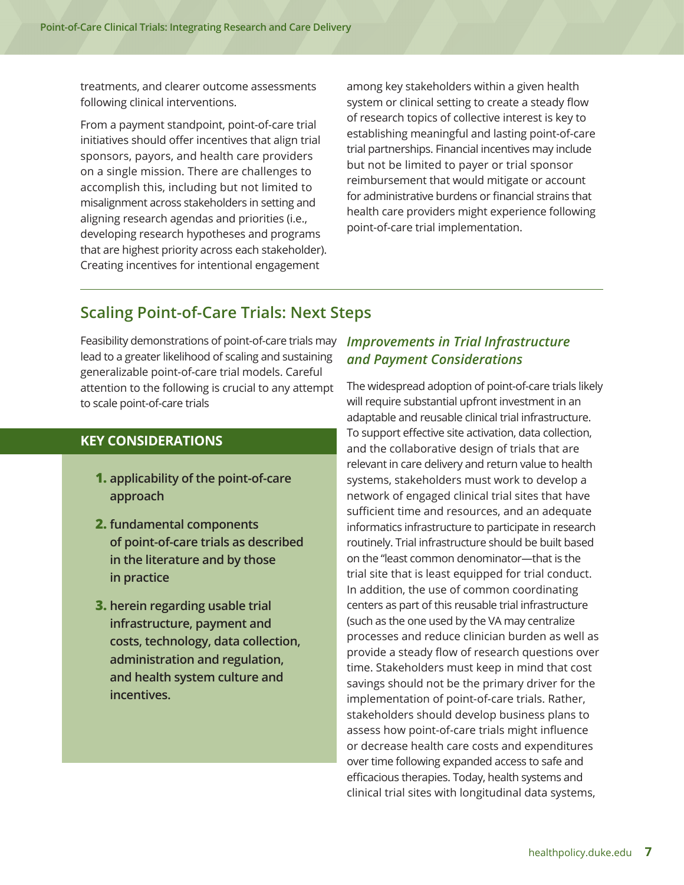treatments, and clearer outcome assessments following clinical interventions.

From a payment standpoint, point-of-care trial initiatives should offer incentives that align trial sponsors, payors, and health care providers on a single mission. There are challenges to accomplish this, including but not limited to misalignment across stakeholders in setting and aligning research agendas and priorities (i.e., developing research hypotheses and programs that are highest priority across each stakeholder). Creating incentives for intentional engagement among key stakeholders within a given health system or clinical setting to create a steady flow of research topics of collective interest is key to establishing meaningful and lasting point-of-care trial partnerships. Financial incentives may include but not be limited to payer or trial sponsor reimbursement that would mitigate or account for administrative burdens or financial strains that health care providers might experience following point-of-care trial implementation.

## Scaling Point-of-Care Trials: Next Steps

Feasibility demonstrations of point-of-care trials may lead to a greater likelihood of scaling and sustaining generalizable point-of-care trial models. Careful attention to the following is crucial to any attempt to scale point-of-care trials

**KEY CONSIDERATIONS**

1. **applicability of the point-of-care approach**
2. **fundamental components of point-of-care trials as described in the literature and by those in practice**
3. **herein regarding usable trial infrastructure, payment and costs, technology, data collection, administration and regulation, and health system culture and incentives.**

### *Improvements in Trial Infrastructure and Payment Considerations*

The widespread adoption of point-of-care trials likely will require substantial upfront investment in an adaptable and reusable clinical trial infrastructure. To support effective site activation, data collection, and the collaborative design of trials that are relevant in care delivery and return value to health systems, stakeholders must work to develop a network of engaged clinical trial sites that have sufficient time and resources, and an adequate informatics infrastructure to participate in research routinely. Trial infrastructure should be built based on the "least common denominator—that is the trial site that is least equipped for trial conduct. In addition, the use of common coordinating centers as part of this reusable trial infrastructure (such as the one used by the VA may centralize processes and reduce clinician burden as well as provide a steady flow of research questions over time. Stakeholders must keep in mind that cost savings should not be the primary driver for the implementation of point-of-care trials. Rather, stakeholders should develop business plans to assess how point-of-care trials might influence or decrease health care costs and expenditures over time following expanded access to safe and efficacious therapies. Today, health systems and clinical trial sites with longitudinal data systems,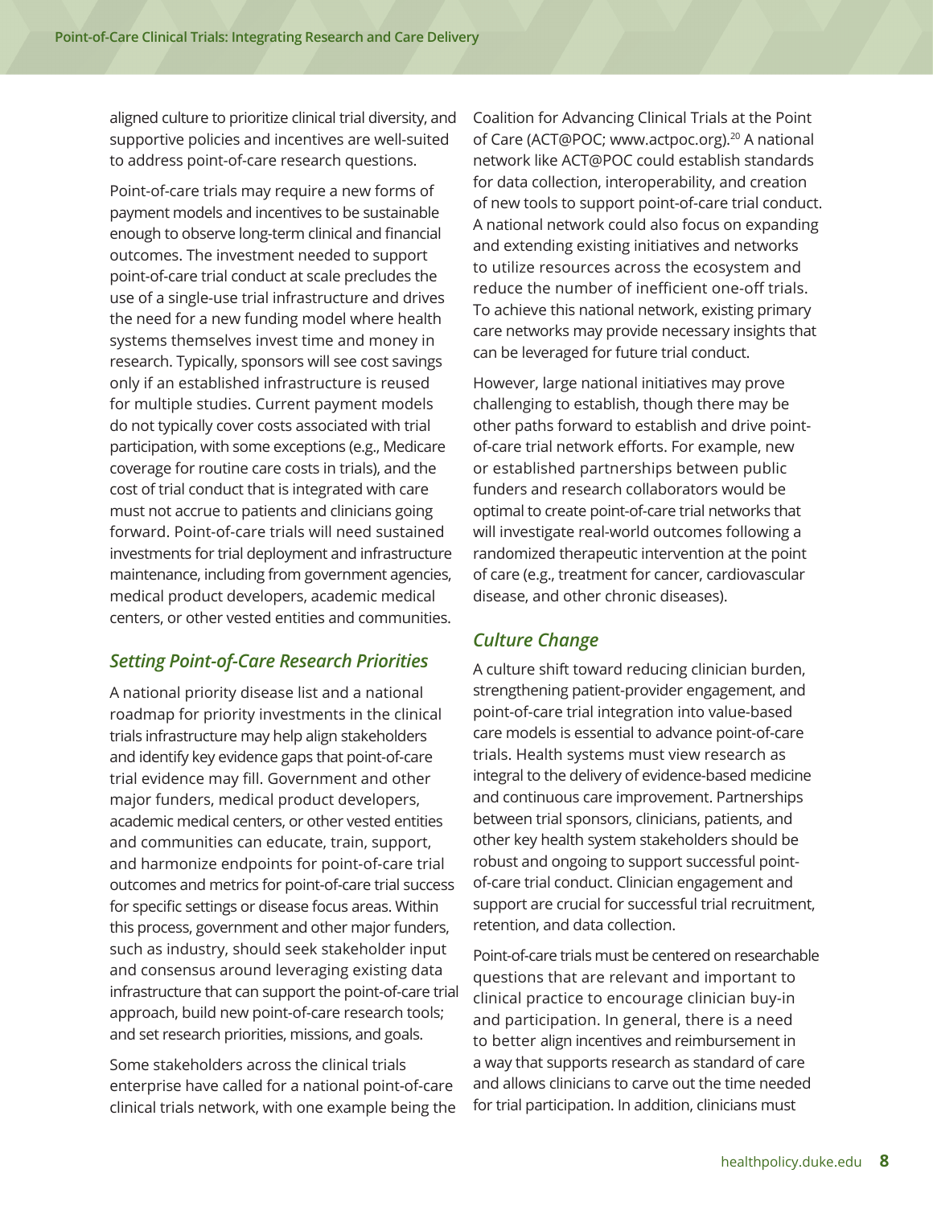aligned culture to prioritize clinical trial diversity, and supportive policies and incentives are well-suited to address point-of-care research questions.

Point-of-care trials may require a new forms of payment models and incentives to be sustainable enough to observe long-term clinical and financial outcomes. The investment needed to support point-of-care trial conduct at scale precludes the use of a single-use trial infrastructure and drives the need for a new funding model where health systems themselves invest time and money in research. Typically, sponsors will see cost savings only if an established infrastructure is reused for multiple studies. Current payment models do not typically cover costs associated with trial participation, with some exceptions (e.g., Medicare coverage for routine care costs in trials), and the cost of trial conduct that is integrated with care must not accrue to patients and clinicians going forward. Point-of-care trials will need sustained investments for trial deployment and infrastructure maintenance, including from government agencies, medical product developers, academic medical centers, or other vested entities and communities.

### *Setting Point-of-Care Research Priorities*

A national priority disease list and a national roadmap for priority investments in the clinical trials infrastructure may help align stakeholders and identify key evidence gaps that point-of-care trial evidence may fill. Government and other major funders, medical product developers, academic medical centers, or other vested entities and communities can educate, train, support, and harmonize endpoints for point-of-care trial outcomes and metrics for point-of-care trial success for specific settings or disease focus areas. Within this process, government and other major funders, such as industry, should seek stakeholder input and consensus around leveraging existing data infrastructure that can support the point-of-care trial approach, build new point-of-care research tools; and set research priorities, missions, and goals.

Some stakeholders across the clinical trials enterprise have called for a national point-of-care clinical trials network, with one example being the Coalition for Advancing Clinical Trials at the Point of Care (ACT@POC; www.actpoc.org).[20] A national network like ACT@POC could establish standards for data collection, interoperability, and creation of new tools to support point-of-care trial conduct. A national network could also focus on expanding and extending existing initiatives and networks to utilize resources across the ecosystem and reduce the number of inefficient one-off trials. To achieve this national network, existing primary care networks may provide necessary insights that can be leveraged for future trial conduct.

However, large national initiatives may prove challenging to establish, though there may be other paths forward to establish and drive point-of-care trial network efforts. For example, new or established partnerships between public funders and research collaborators would be optimal to create point-of-care trial networks that will investigate real-world outcomes following a randomized therapeutic intervention at the point of care (e.g., treatment for cancer, cardiovascular disease, and other chronic diseases).

### *Culture Change*

A culture shift toward reducing clinician burden, strengthening patient-provider engagement, and point-of-care trial integration into value-based care models is essential to advance point-of-care trials. Health systems must view research as integral to the delivery of evidence-based medicine and continuous care improvement. Partnerships between trial sponsors, clinicians, patients, and other key health system stakeholders should be robust and ongoing to support successful point-of-care trial conduct. Clinician engagement and support are crucial for successful trial recruitment, retention, and data collection.

Point-of-care trials must be centered on researchable questions that are relevant and important to clinical practice to encourage clinician buy-in and participation. In general, there is a need to better align incentives and reimbursement in a way that supports research as standard of care and allows clinicians to carve out the time needed for trial participation. In addition, clinicians must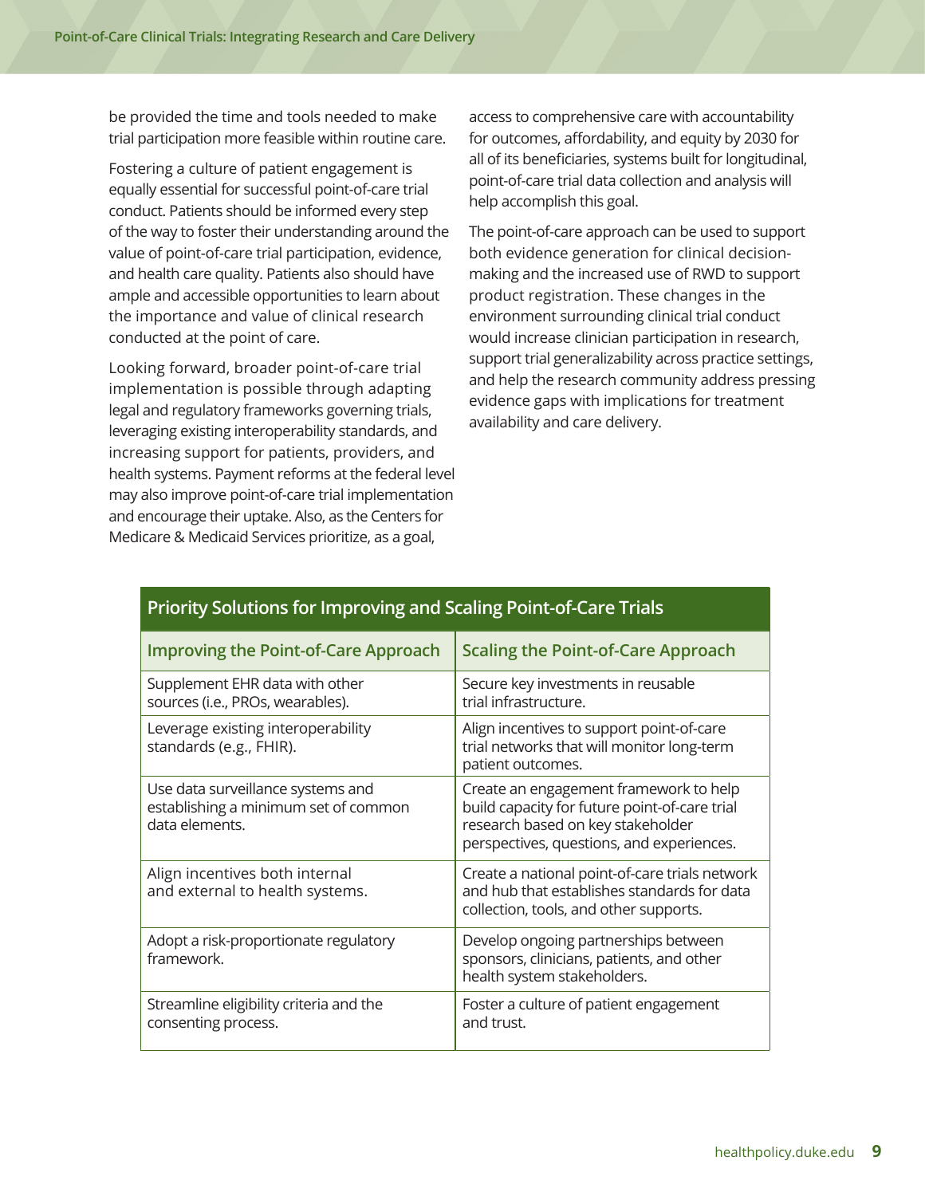be provided the time and tools needed to make trial participation more feasible within routine care.

Fostering a culture of patient engagement is equally essential for successful point-of-care trial conduct. Patients should be informed every step of the way to foster their understanding around the value of point-of-care trial participation, evidence, and health care quality. Patients also should have ample and accessible opportunities to learn about the importance and value of clinical research conducted at the point of care.

Looking forward, broader point-of-care trial implementation is possible through adapting legal and regulatory frameworks governing trials, leveraging existing interoperability standards, and increasing support for patients, providers, and health systems. Payment reforms at the federal level may also improve point-of-care trial implementation and encourage their uptake. Also, as the Centers for Medicare & Medicaid Services prioritize, as a goal, access to comprehensive care with accountability for outcomes, affordability, and equity by 2030 for all of its beneficiaries, systems built for longitudinal, point-of-care trial data collection and analysis will help accomplish this goal.

The point-of-care approach can be used to support both evidence generation for clinical decision-making and the increased use of RWD to support product registration. These changes in the environment surrounding clinical trial conduct would increase clinician participation in research, support trial generalizability across practice settings, and help the research community address pressing evidence gaps with implications for treatment availability and care delivery.

**Priority Solutions for Improving and Scaling Point-of-Care Trials**

| Improving the Point-of-Care Approach | Scaling the Point-of-Care Approach |
|---|---|
| Supplement EHR data with other sources (i.e., PROs, wearables). | Secure key investments in reusable trial infrastructure. |
| Leverage existing interoperability standards (e.g., FHIR). | Align incentives to support point-of-care trial networks that will monitor long-term patient outcomes. |
| Use data surveillance systems and establishing a minimum set of common data elements. | Create an engagement framework to help build capacity for future point-of-care trial research based on key stakeholder perspectives, questions, and experiences. |
| Align incentives both internal and external to health systems. | Create a national point-of-care trials network and hub that establishes standards for data collection, tools, and other supports. |
| Adopt a risk-proportionate regulatory framework. | Develop ongoing partnerships between sponsors, clinicians, patients, and other health system stakeholders. |
| Streamline eligibility criteria and the consenting process. | Foster a culture of patient engagement and trust. |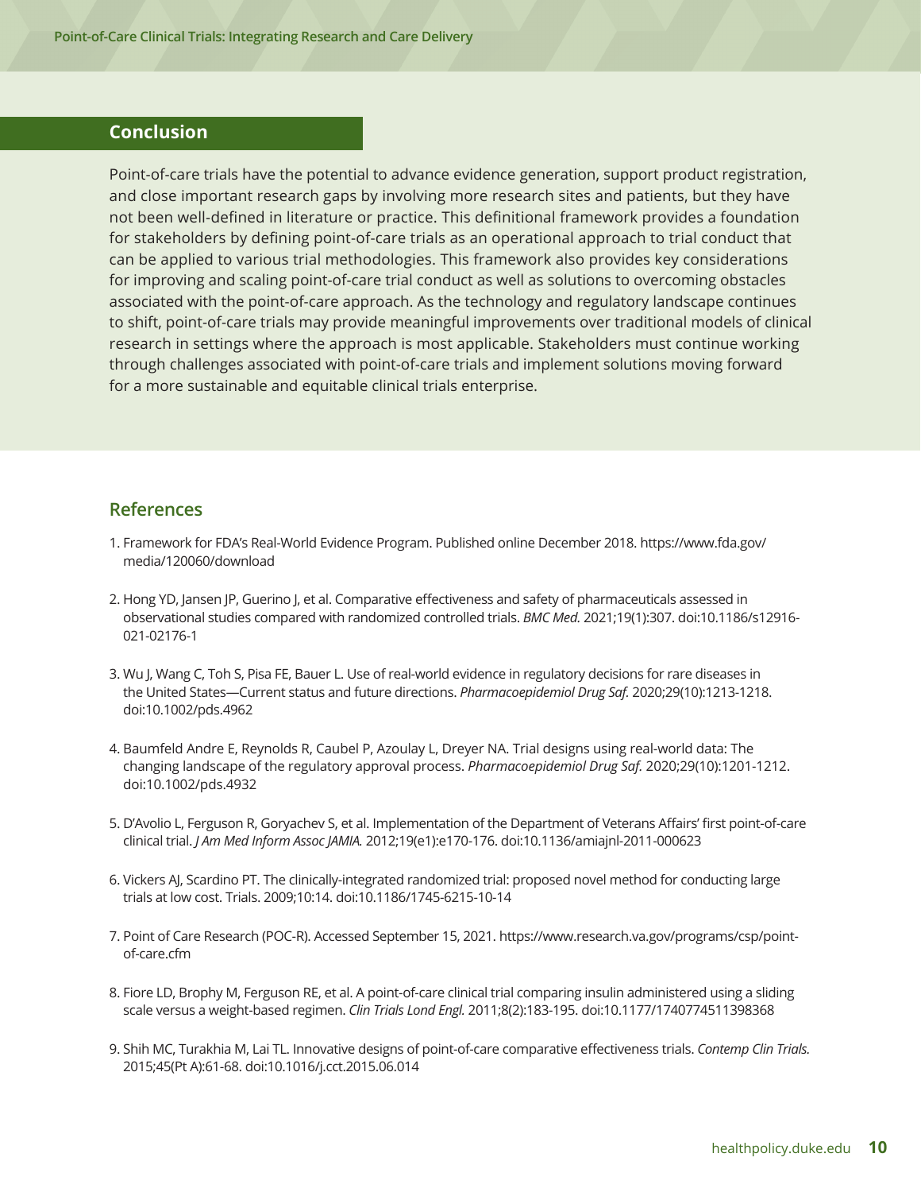## Conclusion

Point-of-care trials have the potential to advance evidence generation, support product registration, and close important research gaps by involving more research sites and patients, but they have not been well-defined in literature or practice. This definitional framework provides a foundation for stakeholders by defining point-of-care trials as an operational approach to trial conduct that can be applied to various trial methodologies. This framework also provides key considerations for improving and scaling point-of-care trial conduct as well as solutions to overcoming obstacles associated with the point-of-care approach. As the technology and regulatory landscape continues to shift, point-of-care trials may provide meaningful improvements over traditional models of clinical research in settings where the approach is most applicable. Stakeholders must continue working through challenges associated with point-of-care trials and implement solutions moving forward for a more sustainable and equitable clinical trials enterprise.

## References

1. Framework for FDA's Real-World Evidence Program. Published online December 2018. https://www.fda.gov/media/120060/download

2. Hong YD, Jansen JP, Guerino J, et al. Comparative effectiveness and safety of pharmaceuticals assessed in observational studies compared with randomized controlled trials. *BMC Med.* 2021;19(1):307. doi:10.1186/s12916-021-02176-1

3. Wu J, Wang C, Toh S, Pisa FE, Bauer L. Use of real-world evidence in regulatory decisions for rare diseases in the United States—Current status and future directions. *Pharmacoepidemiol Drug Saf.* 2020;29(10):1213-1218. doi:10.1002/pds.4962

4. Baumfeld Andre E, Reynolds R, Caubel P, Azoulay L, Dreyer NA. Trial designs using real-world data: The changing landscape of the regulatory approval process. *Pharmacoepidemiol Drug Saf.* 2020;29(10):1201-1212. doi:10.1002/pds.4932

5. D'Avolio L, Ferguson R, Goryachev S, et al. Implementation of the Department of Veterans Affairs' first point-of-care clinical trial. *J Am Med Inform Assoc JAMIA.* 2012;19(e1):e170-176. doi:10.1136/amiajnl-2011-000623

6. Vickers AJ, Scardino PT. The clinically-integrated randomized trial: proposed novel method for conducting large trials at low cost. Trials. 2009;10:14. doi:10.1186/1745-6215-10-14

7. Point of Care Research (POC-R). Accessed September 15, 2021. https://www.research.va.gov/programs/csp/point-of-care.cfm

8. Fiore LD, Brophy M, Ferguson RE, et al. A point-of-care clinical trial comparing insulin administered using a sliding scale versus a weight-based regimen. *Clin Trials Lond Engl.* 2011;8(2):183-195. doi:10.1177/1740774511398368

9. Shih MC, Turakhia M, Lai TL. Innovative designs of point-of-care comparative effectiveness trials. *Contemp Clin Trials.* 2015;45(Pt A):61-68. doi:10.1016/j.cct.2015.06.014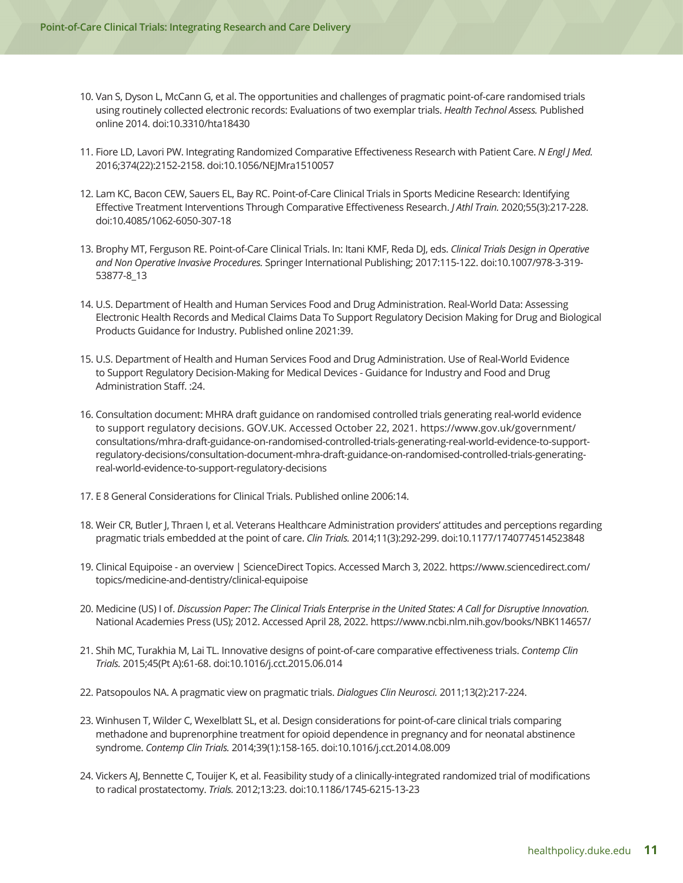10. Van S, Dyson L, McCann G, et al. The opportunities and challenges of pragmatic point-of-care randomised trials using routinely collected electronic records: Evaluations of two exemplar trials. *Health Technol Assess.* Published online 2014. doi:10.3310/hta18430

11. Fiore LD, Lavori PW. Integrating Randomized Comparative Effectiveness Research with Patient Care. *N Engl J Med.* 2016;374(22):2152-2158. doi:10.1056/NEJMra1510057

12. Lam KC, Bacon CEW, Sauers EL, Bay RC. Point-of-Care Clinical Trials in Sports Medicine Research: Identifying Effective Treatment Interventions Through Comparative Effectiveness Research. *J Athl Train.* 2020;55(3):217-228. doi:10.4085/1062-6050-307-18

13. Brophy MT, Ferguson RE. Point-of-Care Clinical Trials. In: Itani KMF, Reda DJ, eds. *Clinical Trials Design in Operative and Non Operative Invasive Procedures.* Springer International Publishing; 2017:115-122. doi:10.1007/978-3-319-53877-8_13

14. U.S. Department of Health and Human Services Food and Drug Administration. Real-World Data: Assessing Electronic Health Records and Medical Claims Data To Support Regulatory Decision Making for Drug and Biological Products Guidance for Industry. Published online 2021:39.

15. U.S. Department of Health and Human Services Food and Drug Administration. Use of Real-World Evidence to Support Regulatory Decision-Making for Medical Devices - Guidance for Industry and Food and Drug Administration Staff. :24.

16. Consultation document: MHRA draft guidance on randomised controlled trials generating real-world evidence to support regulatory decisions. GOV.UK. Accessed October 22, 2021. https://www.gov.uk/government/consultations/mhra-draft-guidance-on-randomised-controlled-trials-generating-real-world-evidence-to-support-regulatory-decisions/consultation-document-mhra-draft-guidance-on-randomised-controlled-trials-generating-real-world-evidence-to-support-regulatory-decisions

17. E 8 General Considerations for Clinical Trials. Published online 2006:14.

18. Weir CR, Butler J, Thraen I, et al. Veterans Healthcare Administration providers' attitudes and perceptions regarding pragmatic trials embedded at the point of care. *Clin Trials.* 2014;11(3):292-299. doi:10.1177/1740774514523848

19. Clinical Equipoise - an overview | ScienceDirect Topics. Accessed March 3, 2022. https://www.sciencedirect.com/topics/medicine-and-dentistry/clinical-equipoise

20. Medicine (US) I of. *Discussion Paper: The Clinical Trials Enterprise in the United States: A Call for Disruptive Innovation.* National Academies Press (US); 2012. Accessed April 28, 2022. https://www.ncbi.nlm.nih.gov/books/NBK114657/

21. Shih MC, Turakhia M, Lai TL. Innovative designs of point-of-care comparative effectiveness trials. *Contemp Clin Trials.* 2015;45(Pt A):61-68. doi:10.1016/j.cct.2015.06.014

22. Patsopoulos NA. A pragmatic view on pragmatic trials. *Dialogues Clin Neurosci.* 2011;13(2):217-224.

23. Winhusen T, Wilder C, Wexelblatt SL, et al. Design considerations for point-of-care clinical trials comparing methadone and buprenorphine treatment for opioid dependence in pregnancy and for neonatal abstinence syndrome. *Contemp Clin Trials.* 2014;39(1):158-165. doi:10.1016/j.cct.2014.08.009

24. Vickers AJ, Bennette C, Touijer K, et al. Feasibility study of a clinically-integrated randomized trial of modifications to radical prostatectomy. *Trials.* 2012;13:23. doi:10.1186/1745-6215-13-23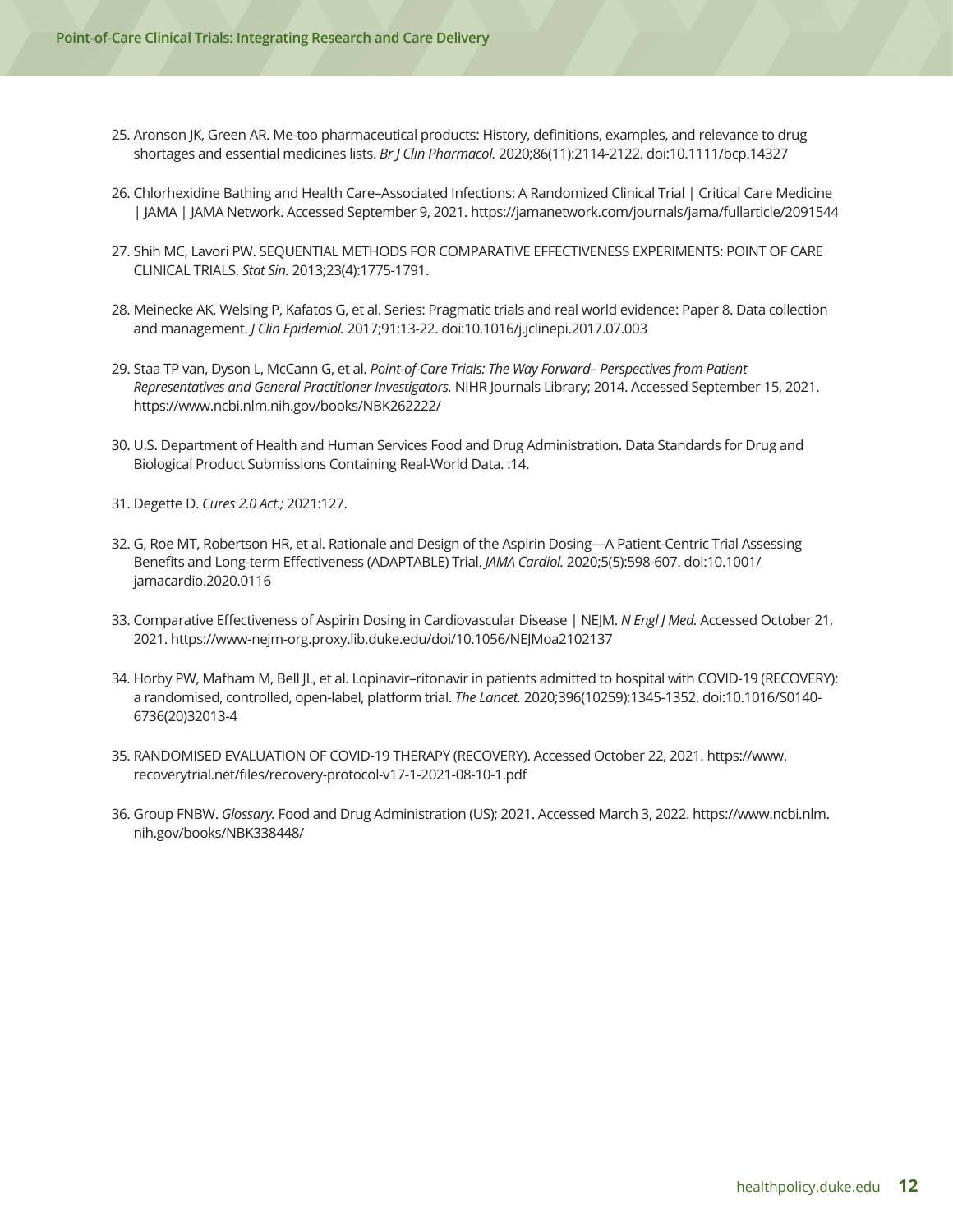25. Aronson JK, Green AR. Me-too pharmaceutical products: History, definitions, examples, and relevance to drug shortages and essential medicines lists. *Br J Clin Pharmacol.* 2020;86(11):2114-2122. doi:10.1111/bcp.14327

26. Chlorhexidine Bathing and Health Care–Associated Infections: A Randomized Clinical Trial | Critical Care Medicine | JAMA | JAMA Network. Accessed September 9, 2021. https://jamanetwork.com/journals/jama/fullarticle/2091544

27. Shih MC, Lavori PW. SEQUENTIAL METHODS FOR COMPARATIVE EFFECTIVENESS EXPERIMENTS: POINT OF CARE CLINICAL TRIALS. *Stat Sin.* 2013;23(4):1775-1791.

28. Meinecke AK, Welsing P, Kafatos G, et al. Series: Pragmatic trials and real world evidence: Paper 8. Data collection and management. *J Clin Epidemiol.* 2017;91:13-22. doi:10.1016/j.jclinepi.2017.07.003

29. Staa TP van, Dyson L, McCann G, et al. *Point-of-Care Trials: The Way Forward– Perspectives from Patient Representatives and General Practitioner Investigators.* NIHR Journals Library; 2014. Accessed September 15, 2021. https://www.ncbi.nlm.nih.gov/books/NBK262222/

30. U.S. Department of Health and Human Services Food and Drug Administration. Data Standards for Drug and Biological Product Submissions Containing Real-World Data. :14.

31. Degette D. *Cures 2.0 Act.;* 2021:127.

32. G, Roe MT, Robertson HR, et al. Rationale and Design of the Aspirin Dosing—A Patient-Centric Trial Assessing Benefits and Long-term Effectiveness (ADAPTABLE) Trial. *JAMA Cardiol.* 2020;5(5):598-607. doi:10.1001/jamacardio.2020.0116

33. Comparative Effectiveness of Aspirin Dosing in Cardiovascular Disease | NEJM. *N Engl J Med.* Accessed October 21, 2021. https://www-nejm-org.proxy.lib.duke.edu/doi/10.1056/NEJMoa2102137

34. Horby PW, Mafham M, Bell JL, et al. Lopinavir–ritonavir in patients admitted to hospital with COVID-19 (RECOVERY): a randomised, controlled, open-label, platform trial. *The Lancet.* 2020;396(10259):1345-1352. doi:10.1016/S0140-6736(20)32013-4

35. RANDOMISED EVALUATION OF COVID-19 THERAPY (RECOVERY). Accessed October 22, 2021. https://www.recoverytrial.net/files/recovery-protocol-v17-1-2021-08-10-1.pdf

36. Group FNBW. *Glossary.* Food and Drug Administration (US); 2021. Accessed March 3, 2022. https://www.ncbi.nlm.nih.gov/books/NBK338448/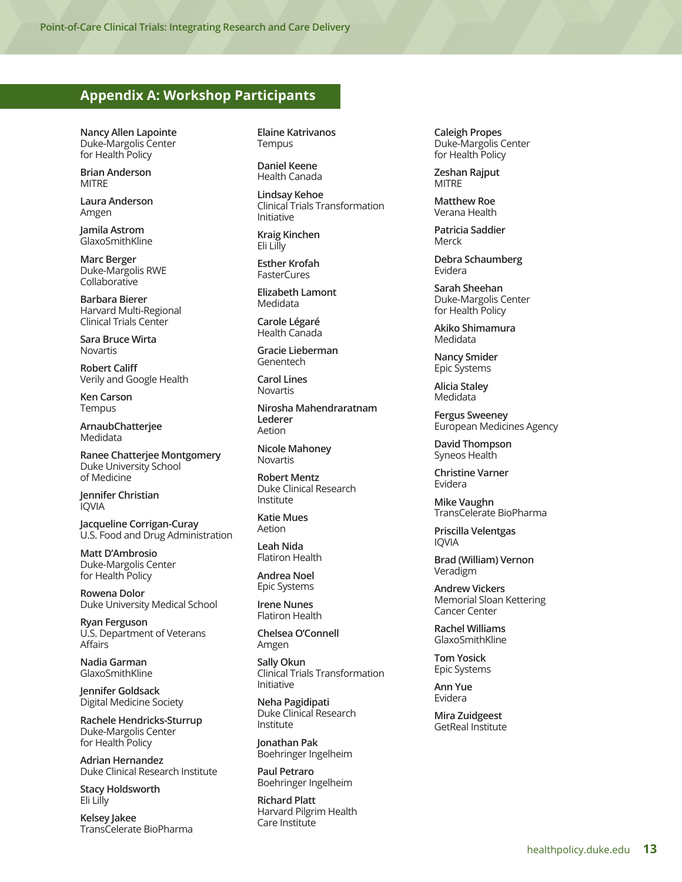## Appendix A: Workshop Participants

**Nancy Allen Lapointe**
Duke-Margolis Center for Health Policy

**Brian Anderson**
MITRE

**Laura Anderson**
Amgen

**Jamila Astrom**
GlaxoSmithKline

**Marc Berger**
Duke-Margolis RWE Collaborative

**Barbara Bierer**
Harvard Multi-Regional Clinical Trials Center

**Sara Bruce Wirta**
Novartis

**Robert Califf**
Verily and Google Health

**Ken Carson**
Tempus

**ArnaubChatterjee**
Medidata

**Ranee Chatterjee Montgomery**
Duke University School of Medicine

**Jennifer Christian**
IQVIA

**Jacqueline Corrigan-Curay**
U.S. Food and Drug Administration

**Matt D'Ambrosio**
Duke-Margolis Center for Health Policy

**Rowena Dolor**
Duke University Medical School

**Ryan Ferguson**
U.S. Department of Veterans Affairs

**Nadia Garman**
GlaxoSmithKline

**Jennifer Goldsack**
Digital Medicine Society

**Rachele Hendricks-Sturrup**
Duke-Margolis Center for Health Policy

**Adrian Hernandez**
Duke Clinical Research Institute

**Stacy Holdsworth**
Eli Lilly

**Kelsey Jakee**
TransCelerate BioPharma

**Elaine Katrivanos**
Tempus

**Daniel Keene**
Health Canada

**Lindsay Kehoe**
Clinical Trials Transformation Initiative

**Kraig Kinchen**
Eli Lilly

**Esther Krofah**
FasterCures

**Elizabeth Lamont**
Medidata

**Carole Légaré**
Health Canada

**Gracie Lieberman**
Genentech

**Carol Lines**
Novartis

**Nirosha Mahendraratnam Lederer**
Aetion

**Nicole Mahoney**
Novartis

**Robert Mentz**
Duke Clinical Research Institute

**Katie Mues**
Aetion

**Leah Nida**
Flatiron Health

**Andrea Noel**
Epic Systems

**Irene Nunes**
Flatiron Health

**Chelsea O'Connell**
Amgen

**Sally Okun**
Clinical Trials Transformation Initiative

**Neha Pagidipati**
Duke Clinical Research Institute

**Jonathan Pak**
Boehringer Ingelheim

**Paul Petraro**
Boehringer Ingelheim

**Richard Platt**
Harvard Pilgrim Health Care Institute

**Caleigh Propes**
Duke-Margolis Center for Health Policy

**Zeshan Rajput**
MITRE

**Matthew Roe**
Verana Health

**Patricia Saddier**
Merck

**Debra Schaumberg**
Evidera

**Sarah Sheehan**
Duke-Margolis Center for Health Policy

**Akiko Shimamura**
Medidata

**Nancy Smider**
Epic Systems

**Alicia Staley**
Medidata

**Fergus Sweeney**
European Medicines Agency

**David Thompson**
Syneos Health

**Christine Varner**
Evidera

**Mike Vaughn**
TransCelerate BioPharma

**Priscilla Velentgas**
IQVIA

**Brad (William) Vernon**
Veradigm

**Andrew Vickers**
Memorial Sloan Kettering Cancer Center

**Rachel Williams**
GlaxoSmithKline

**Tom Yosick**
Epic Systems

**Ann Yue**
Evidera

**Mira Zuidgeest**
GetReal Institute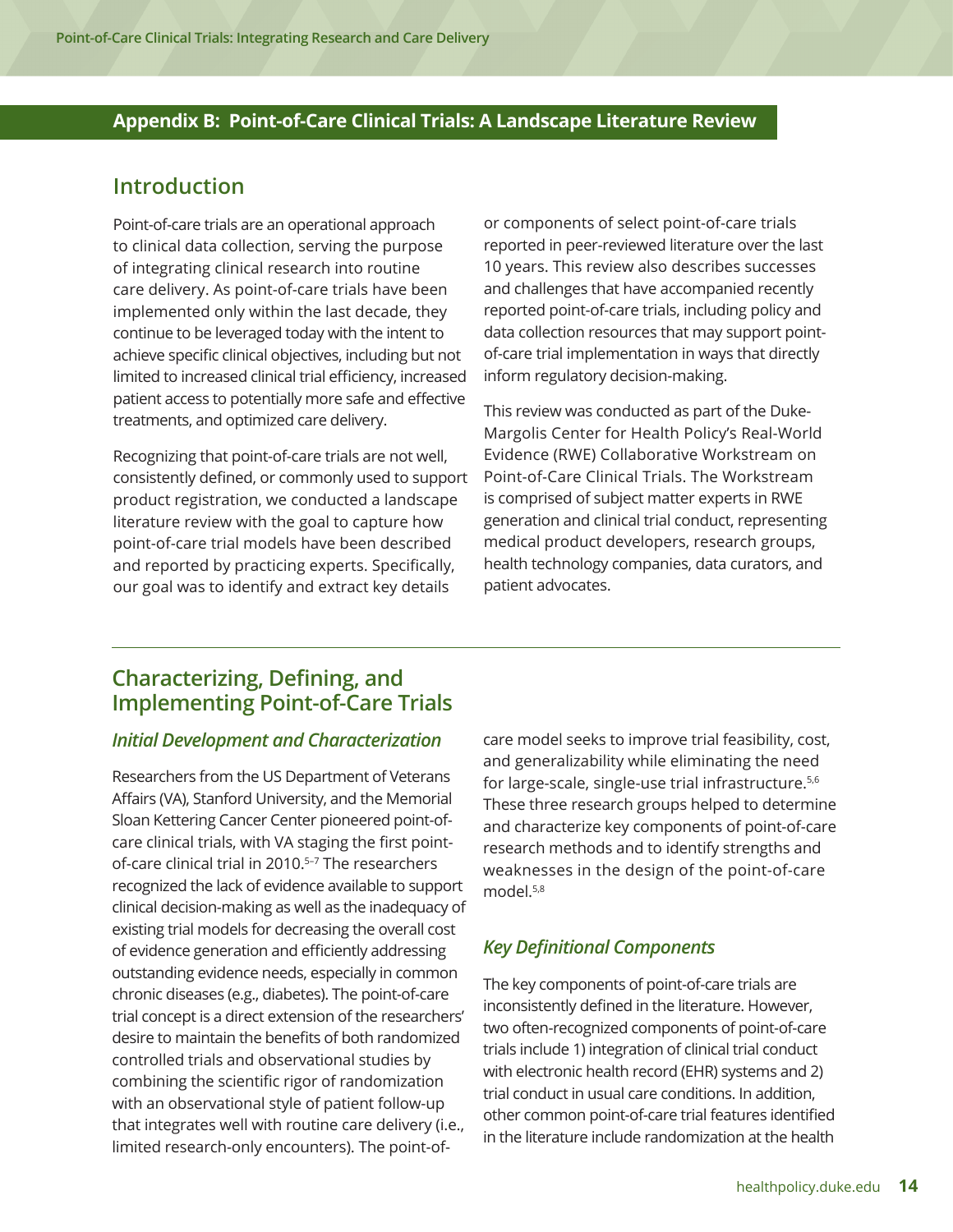## Appendix B: Point-of-Care Clinical Trials: A Landscape Literature Review

### Introduction

Point-of-care trials are an operational approach to clinical data collection, serving the purpose of integrating clinical research into routine care delivery. As point-of-care trials have been implemented only within the last decade, they continue to be leveraged today with the intent to achieve specific clinical objectives, including but not limited to increased clinical trial efficiency, increased patient access to potentially more safe and effective treatments, and optimized care delivery.

Recognizing that point-of-care trials are not well, consistently defined, or commonly used to support product registration, we conducted a landscape literature review with the goal to capture how point-of-care trial models have been described and reported by practicing experts. Specifically, our goal was to identify and extract key details or components of select point-of-care trials reported in peer-reviewed literature over the last 10 years. This review also describes successes and challenges that have accompanied recently reported point-of-care trials, including policy and data collection resources that may support point-of-care trial implementation in ways that directly inform regulatory decision-making.

This review was conducted as part of the Duke-Margolis Center for Health Policy's Real-World Evidence (RWE) Collaborative Workstream on Point-of-Care Clinical Trials. The Workstream is comprised of subject matter experts in RWE generation and clinical trial conduct, representing medical product developers, research groups, health technology companies, data curators, and patient advocates.

### Characterizing, Defining, and Implementing Point-of-Care Trials

#### *Initial Development and Characterization*

Researchers from the US Department of Veterans Affairs (VA), Stanford University, and the Memorial Sloan Kettering Cancer Center pioneered point-of-care clinical trials, with VA staging the first point-of-care clinical trial in 2010.[5–7] The researchers recognized the lack of evidence available to support clinical decision-making as well as the inadequacy of existing trial models for decreasing the overall cost of evidence generation and efficiently addressing outstanding evidence needs, especially in common chronic diseases (e.g., diabetes). The point-of-care trial concept is a direct extension of the researchers' desire to maintain the benefits of both randomized controlled trials and observational studies by combining the scientific rigor of randomization with an observational style of patient follow-up that integrates well with routine care delivery (i.e., limited research-only encounters). The point-of-care model seeks to improve trial feasibility, cost, and generalizability while eliminating the need for large-scale, single-use trial infrastructure.[5,6] These three research groups helped to determine and characterize key components of point-of-care research methods and to identify strengths and weaknesses in the design of the point-of-care model.[5,8]

#### *Key Definitional Components*

The key components of point-of-care trials are inconsistently defined in the literature. However, two often-recognized components of point-of-care trials include 1) integration of clinical trial conduct with electronic health record (EHR) systems and 2) trial conduct in usual care conditions. In addition, other common point-of-care trial features identified in the literature include randomization at the health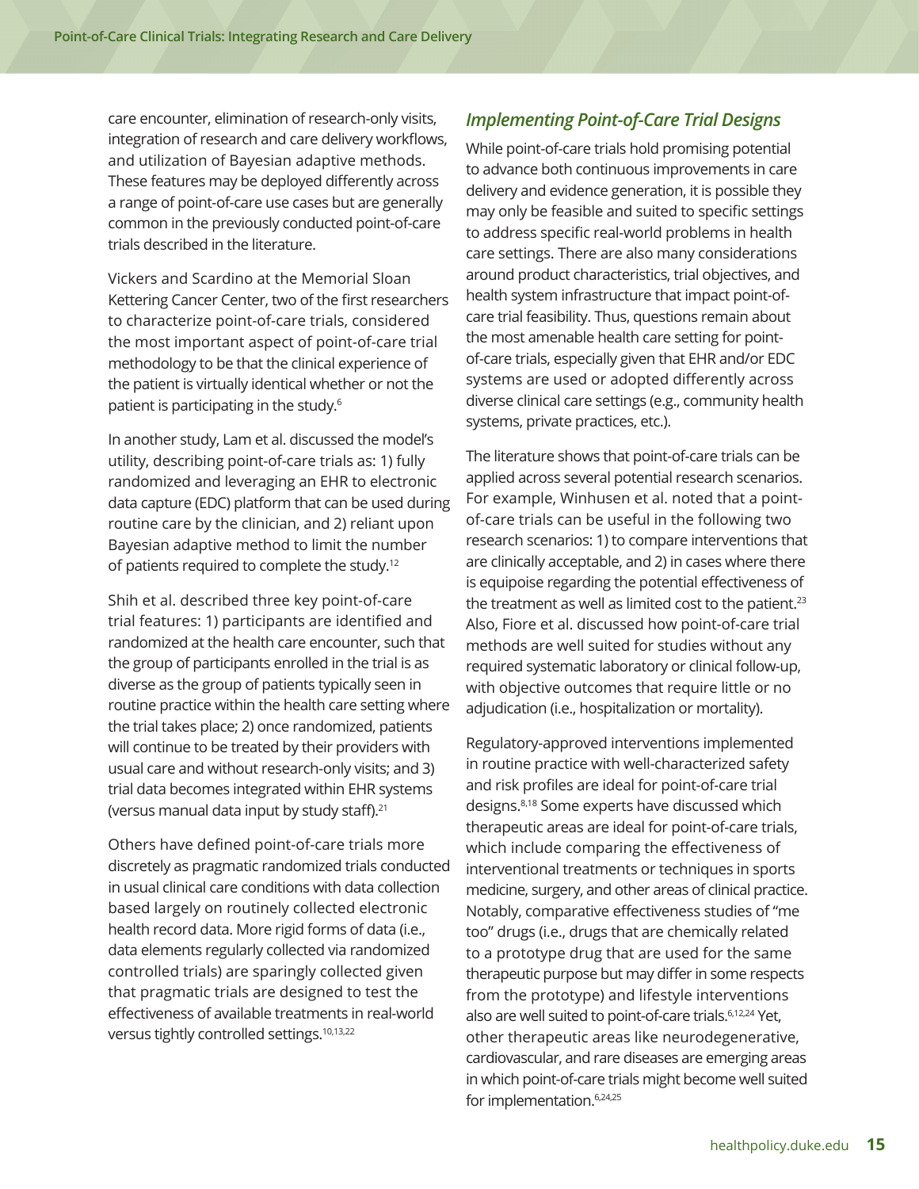care encounter, elimination of research-only visits, integration of research and care delivery workflows, and utilization of Bayesian adaptive methods. These features may be deployed differently across a range of point-of-care use cases but are generally common in the previously conducted point-of-care trials described in the literature.

Vickers and Scardino at the Memorial Sloan Kettering Cancer Center, two of the first researchers to characterize point-of-care trials, considered the most important aspect of point-of-care trial methodology to be that the clinical experience of the patient is virtually identical whether or not the patient is participating in the study.[6]

In another study, Lam et al. discussed the model's utility, describing point-of-care trials as: 1) fully randomized and leveraging an EHR to electronic data capture (EDC) platform that can be used during routine care by the clinician, and 2) reliant upon Bayesian adaptive method to limit the number of patients required to complete the study.[12]

Shih et al. described three key point-of-care trial features: 1) participants are identified and randomized at the health care encounter, such that the group of participants enrolled in the trial is as diverse as the group of patients typically seen in routine practice within the health care setting where the trial takes place; 2) once randomized, patients will continue to be treated by their providers with usual care and without research-only visits; and 3) trial data becomes integrated within EHR systems (versus manual data input by study staff).[21]

Others have defined point-of-care trials more discretely as pragmatic randomized trials conducted in usual clinical care conditions with data collection based largely on routinely collected electronic health record data. More rigid forms of data (i.e., data elements regularly collected via randomized controlled trials) are sparingly collected given that pragmatic trials are designed to test the effectiveness of available treatments in real-world versus tightly controlled settings.[10,13,22]

### *Implementing Point-of-Care Trial Designs*

While point-of-care trials hold promising potential to advance both continuous improvements in care delivery and evidence generation, it is possible they may only be feasible and suited to specific settings to address specific real-world problems in health care settings. There are also many considerations around product characteristics, trial objectives, and health system infrastructure that impact point-of-care trial feasibility. Thus, questions remain about the most amenable health care setting for point-of-care trials, especially given that EHR and/or EDC systems are used or adopted differently across diverse clinical care settings (e.g., community health systems, private practices, etc.).

The literature shows that point-of-care trials can be applied across several potential research scenarios. For example, Winhusen et al. noted that a point-of-care trials can be useful in the following two research scenarios: 1) to compare interventions that are clinically acceptable, and 2) in cases where there is equipoise regarding the potential effectiveness of the treatment as well as limited cost to the patient.[23] Also, Fiore et al. discussed how point-of-care trial methods are well suited for studies without any required systematic laboratory or clinical follow-up, with objective outcomes that require little or no adjudication (i.e., hospitalization or mortality).

Regulatory-approved interventions implemented in routine practice with well-characterized safety and risk profiles are ideal for point-of-care trial designs.[8,18] Some experts have discussed which therapeutic areas are ideal for point-of-care trials, which include comparing the effectiveness of interventional treatments or techniques in sports medicine, surgery, and other areas of clinical practice. Notably, comparative effectiveness studies of "me too" drugs (i.e., drugs that are chemically related to a prototype drug that are used for the same therapeutic purpose but may differ in some respects from the prototype) and lifestyle interventions also are well suited to point-of-care trials.[6,12,24] Yet, other therapeutic areas like neurodegenerative, cardiovascular, and rare diseases are emerging areas in which point-of-care trials might become well suited for implementation.[6,24,25]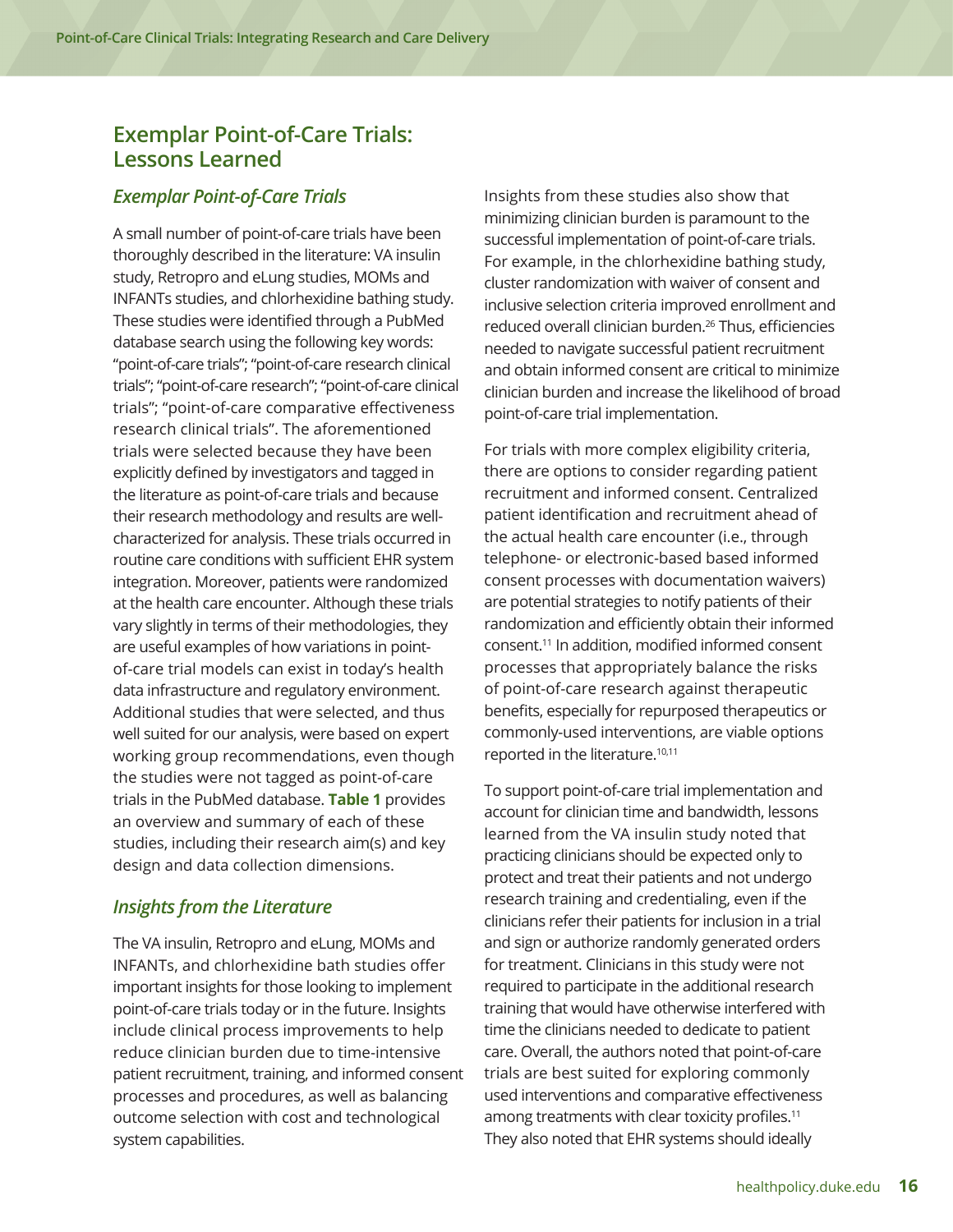## Exemplar Point-of-Care Trials: Lessons Learned

### *Exemplar Point-of-Care Trials*

A small number of point-of-care trials have been thoroughly described in the literature: VA insulin study, Retropro and eLung studies, MOMs and INFANTs studies, and chlorhexidine bathing study. These studies were identified through a PubMed database search using the following key words: "point-of-care trials"; "point-of-care research clinical trials"; "point-of-care research"; "point-of-care clinical trials"; "point-of-care comparative effectiveness research clinical trials". The aforementioned trials were selected because they have been explicitly defined by investigators and tagged in the literature as point-of-care trials and because their research methodology and results are well-characterized for analysis. These trials occurred in routine care conditions with sufficient EHR system integration. Moreover, patients were randomized at the health care encounter. Although these trials vary slightly in terms of their methodologies, they are useful examples of how variations in point-of-care trial models can exist in today's health data infrastructure and regulatory environment. Additional studies that were selected, and thus well suited for our analysis, were based on expert working group recommendations, even though the studies were not tagged as point-of-care trials in the PubMed database. **Table 1** provides an overview and summary of each of these studies, including their research aim(s) and key design and data collection dimensions.

### *Insights from the Literature*

The VA insulin, Retropro and eLung, MOMs and INFANTs, and chlorhexidine bath studies offer important insights for those looking to implement point-of-care trials today or in the future. Insights include clinical process improvements to help reduce clinician burden due to time-intensive patient recruitment, training, and informed consent processes and procedures, as well as balancing outcome selection with cost and technological system capabilities.

Insights from these studies also show that minimizing clinician burden is paramount to the successful implementation of point-of-care trials. For example, in the chlorhexidine bathing study, cluster randomization with waiver of consent and inclusive selection criteria improved enrollment and reduced overall clinician burden.[26] Thus, efficiencies needed to navigate successful patient recruitment and obtain informed consent are critical to minimize clinician burden and increase the likelihood of broad point-of-care trial implementation.

For trials with more complex eligibility criteria, there are options to consider regarding patient recruitment and informed consent. Centralized patient identification and recruitment ahead of the actual health care encounter (i.e., through telephone- or electronic-based based informed consent processes with documentation waivers) are potential strategies to notify patients of their randomization and efficiently obtain their informed consent.[11] In addition, modified informed consent processes that appropriately balance the risks of point-of-care research against therapeutic benefits, especially for repurposed therapeutics or commonly-used interventions, are viable options reported in the literature.[10,11]

To support point-of-care trial implementation and account for clinician time and bandwidth, lessons learned from the VA insulin study noted that practicing clinicians should be expected only to protect and treat their patients and not undergo research training and credentialing, even if the clinicians refer their patients for inclusion in a trial and sign or authorize randomly generated orders for treatment. Clinicians in this study were not required to participate in the additional research training that would have otherwise interfered with time the clinicians needed to dedicate to patient care. Overall, the authors noted that point-of-care trials are best suited for exploring commonly used interventions and comparative effectiveness among treatments with clear toxicity profiles.[11] They also noted that EHR systems should ideally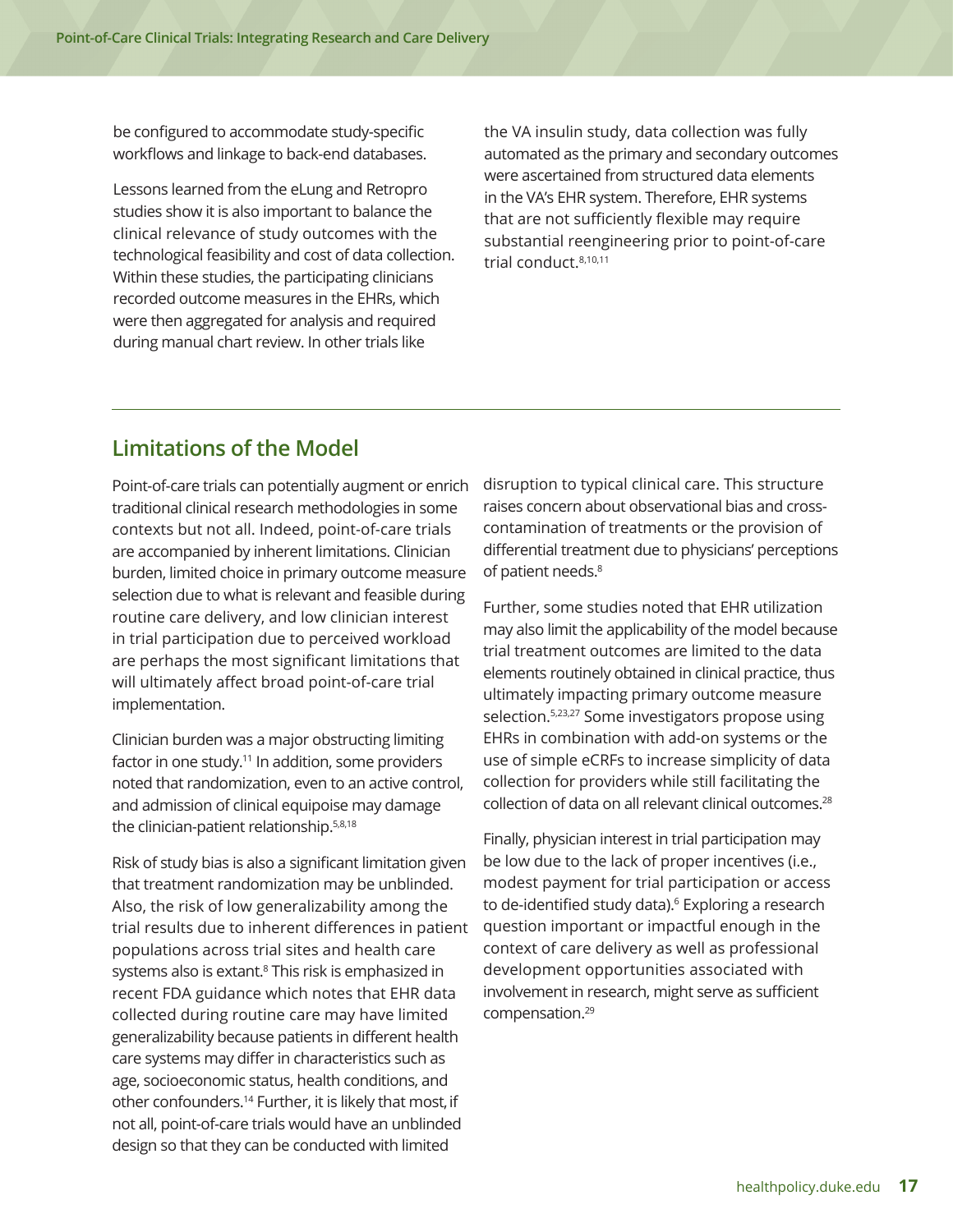be configured to accommodate study-specific workflows and linkage to back-end databases.

Lessons learned from the eLung and Retropro studies show it is also important to balance the clinical relevance of study outcomes with the technological feasibility and cost of data collection. Within these studies, the participating clinicians recorded outcome measures in the EHRs, which were then aggregated for analysis and required during manual chart review. In other trials like the VA insulin study, data collection was fully automated as the primary and secondary outcomes were ascertained from structured data elements in the VA's EHR system. Therefore, EHR systems that are not sufficiently flexible may require substantial reengineering prior to point-of-care trial conduct.[8,10,11]

## Limitations of the Model

Point-of-care trials can potentially augment or enrich traditional clinical research methodologies in some contexts but not all. Indeed, point-of-care trials are accompanied by inherent limitations. Clinician burden, limited choice in primary outcome measure selection due to what is relevant and feasible during routine care delivery, and low clinician interest in trial participation due to perceived workload are perhaps the most significant limitations that will ultimately affect broad point-of-care trial implementation.

Clinician burden was a major obstructing limiting factor in one study.[11] In addition, some providers noted that randomization, even to an active control, and admission of clinical equipoise may damage the clinician-patient relationship.[5,8,18]

Risk of study bias is also a significant limitation given that treatment randomization may be unblinded. Also, the risk of low generalizability among the trial results due to inherent differences in patient populations across trial sites and health care systems also is extant.[8] This risk is emphasized in recent FDA guidance which notes that EHR data collected during routine care may have limited generalizability because patients in different health care systems may differ in characteristics such as age, socioeconomic status, health conditions, and other confounders.[14] Further, it is likely that most, if not all, point-of-care trials would have an unblinded design so that they can be conducted with limited disruption to typical clinical care. This structure raises concern about observational bias and cross-contamination of treatments or the provision of differential treatment due to physicians' perceptions of patient needs.[8]

Further, some studies noted that EHR utilization may also limit the applicability of the model because trial treatment outcomes are limited to the data elements routinely obtained in clinical practice, thus ultimately impacting primary outcome measure selection.[5,23,27] Some investigators propose using EHRs in combination with add-on systems or the use of simple eCRFs to increase simplicity of data collection for providers while still facilitating the collection of data on all relevant clinical outcomes.[28]

Finally, physician interest in trial participation may be low due to the lack of proper incentives (i.e., modest payment for trial participation or access to de-identified study data).[6] Exploring a research question important or impactful enough in the context of care delivery as well as professional development opportunities associated with involvement in research, might serve as sufficient compensation.[29]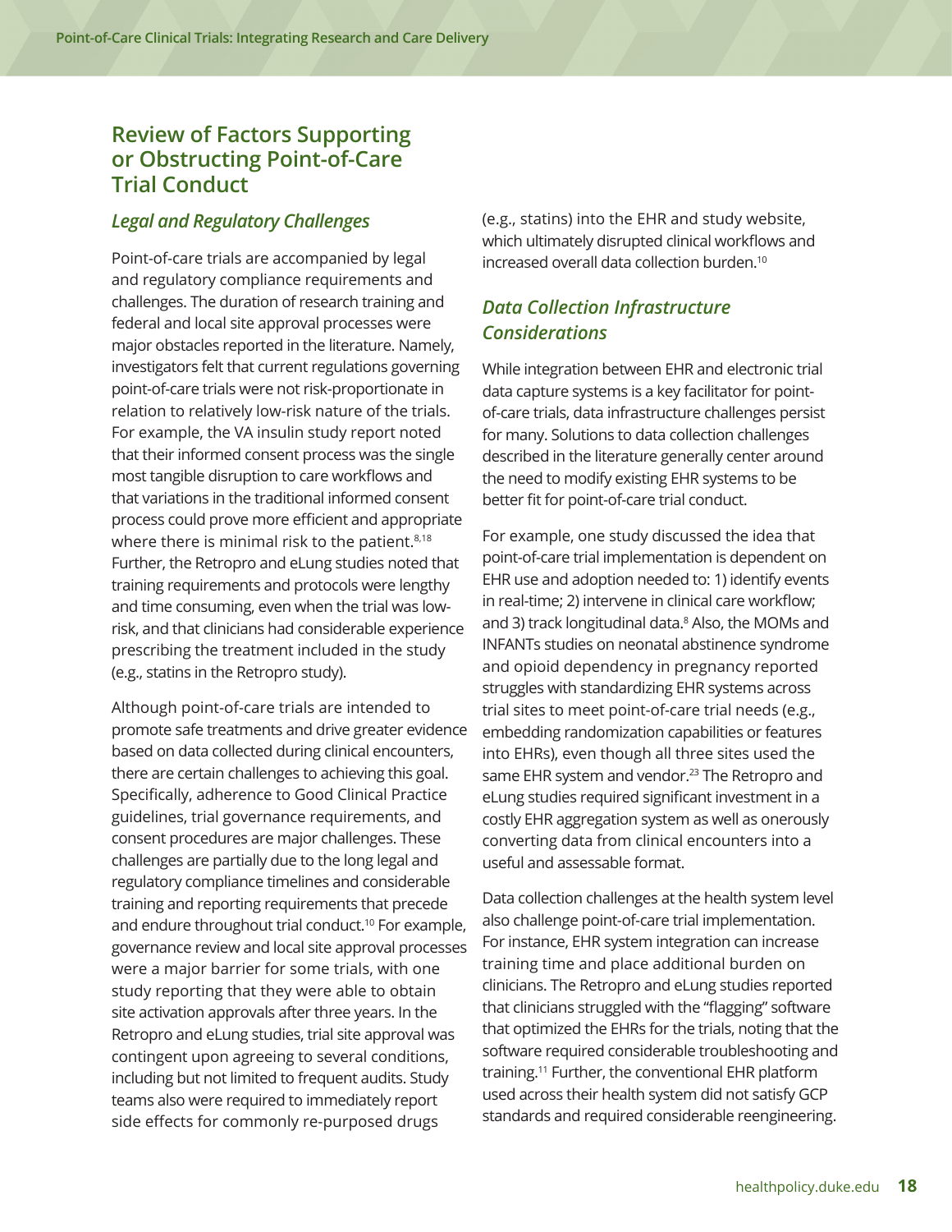## Review of Factors Supporting or Obstructing Point-of-Care Trial Conduct

### *Legal and Regulatory Challenges*

Point-of-care trials are accompanied by legal and regulatory compliance requirements and challenges. The duration of research training and federal and local site approval processes were major obstacles reported in the literature. Namely, investigators felt that current regulations governing point-of-care trials were not risk-proportionate in relation to relatively low-risk nature of the trials. For example, the VA insulin study report noted that their informed consent process was the single most tangible disruption to care workflows and that variations in the traditional informed consent process could prove more efficient and appropriate where there is minimal risk to the patient.[8,18] Further, the Retropro and eLung studies noted that training requirements and protocols were lengthy and time consuming, even when the trial was low-risk, and that clinicians had considerable experience prescribing the treatment included in the study (e.g., statins in the Retropro study).

Although point-of-care trials are intended to promote safe treatments and drive greater evidence based on data collected during clinical encounters, there are certain challenges to achieving this goal. Specifically, adherence to Good Clinical Practice guidelines, trial governance requirements, and consent procedures are major challenges. These challenges are partially due to the long legal and regulatory compliance timelines and considerable training and reporting requirements that precede and endure throughout trial conduct.[10] For example, governance review and local site approval processes were a major barrier for some trials, with one study reporting that they were able to obtain site activation approvals after three years. In the Retropro and eLung studies, trial site approval was contingent upon agreeing to several conditions, including but not limited to frequent audits. Study teams also were required to immediately report side effects for commonly re-purposed drugs (e.g., statins) into the EHR and study website, which ultimately disrupted clinical workflows and increased overall data collection burden.[10]

### *Data Collection Infrastructure Considerations*

While integration between EHR and electronic trial data capture systems is a key facilitator for point-of-care trials, data infrastructure challenges persist for many. Solutions to data collection challenges described in the literature generally center around the need to modify existing EHR systems to be better fit for point-of-care trial conduct.

For example, one study discussed the idea that point-of-care trial implementation is dependent on EHR use and adoption needed to: 1) identify events in real-time; 2) intervene in clinical care workflow; and 3) track longitudinal data.[8] Also, the MOMs and INFANTs studies on neonatal abstinence syndrome and opioid dependency in pregnancy reported struggles with standardizing EHR systems across trial sites to meet point-of-care trial needs (e.g., embedding randomization capabilities or features into EHRs), even though all three sites used the same EHR system and vendor.[23] The Retropro and eLung studies required significant investment in a costly EHR aggregation system as well as onerously converting data from clinical encounters into a useful and assessable format.

Data collection challenges at the health system level also challenge point-of-care trial implementation. For instance, EHR system integration can increase training time and place additional burden on clinicians. The Retropro and eLung studies reported that clinicians struggled with the "flagging" software that optimized the EHRs for the trials, noting that the software required considerable troubleshooting and training.[11] Further, the conventional EHR platform used across their health system did not satisfy GCP standards and required considerable reengineering.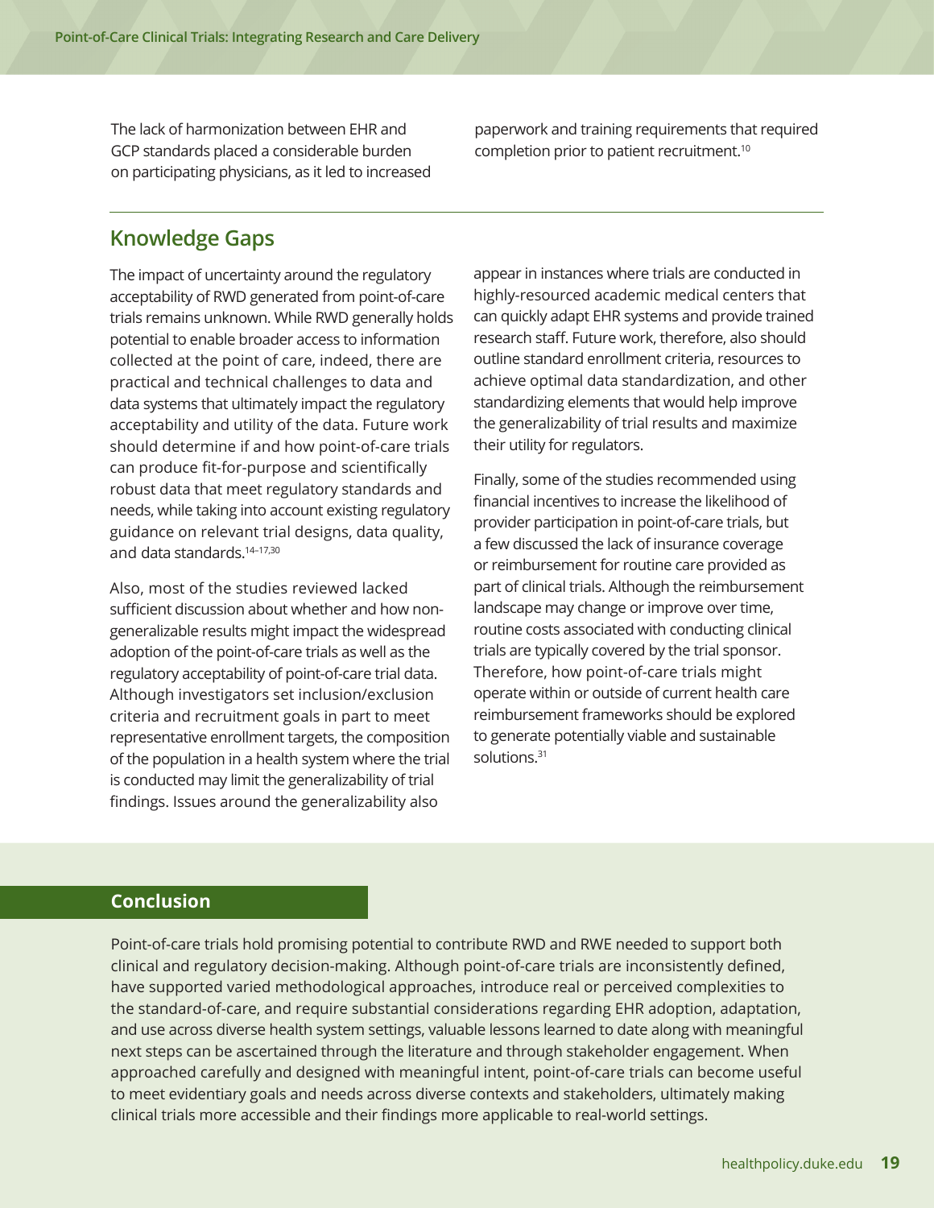The lack of harmonization between EHR and GCP standards placed a considerable burden on participating physicians, as it led to increased paperwork and training requirements that required completion prior to patient recruitment.[10]

## Knowledge Gaps

The impact of uncertainty around the regulatory acceptability of RWD generated from point-of-care trials remains unknown. While RWD generally holds potential to enable broader access to information collected at the point of care, indeed, there are practical and technical challenges to data and data systems that ultimately impact the regulatory acceptability and utility of the data. Future work should determine if and how point-of-care trials can produce fit-for-purpose and scientifically robust data that meet regulatory standards and needs, while taking into account existing regulatory guidance on relevant trial designs, data quality, and data standards.[14–17,30]

Also, most of the studies reviewed lacked sufficient discussion about whether and how non-generalizable results might impact the widespread adoption of the point-of-care trials as well as the regulatory acceptability of point-of-care trial data. Although investigators set inclusion/exclusion criteria and recruitment goals in part to meet representative enrollment targets, the composition of the population in a health system where the trial is conducted may limit the generalizability of trial findings. Issues around the generalizability also appear in instances where trials are conducted in highly-resourced academic medical centers that can quickly adapt EHR systems and provide trained research staff. Future work, therefore, also should outline standard enrollment criteria, resources to achieve optimal data standardization, and other standardizing elements that would help improve the generalizability of trial results and maximize their utility for regulators.

Finally, some of the studies recommended using financial incentives to increase the likelihood of provider participation in point-of-care trials, but a few discussed the lack of insurance coverage or reimbursement for routine care provided as part of clinical trials. Although the reimbursement landscape may change or improve over time, routine costs associated with conducting clinical trials are typically covered by the trial sponsor. Therefore, how point-of-care trials might operate within or outside of current health care reimbursement frameworks should be explored to generate potentially viable and sustainable solutions.[31]

## Conclusion

Point-of-care trials hold promising potential to contribute RWD and RWE needed to support both clinical and regulatory decision-making. Although point-of-care trials are inconsistently defined, have supported varied methodological approaches, introduce real or perceived complexities to the standard-of-care, and require substantial considerations regarding EHR adoption, adaptation, and use across diverse health system settings, valuable lessons learned to date along with meaningful next steps can be ascertained through the literature and through stakeholder engagement. When approached carefully and designed with meaningful intent, point-of-care trials can become useful to meet evidentiary goals and needs across diverse contexts and stakeholders, ultimately making clinical trials more accessible and their findings more applicable to real-world settings.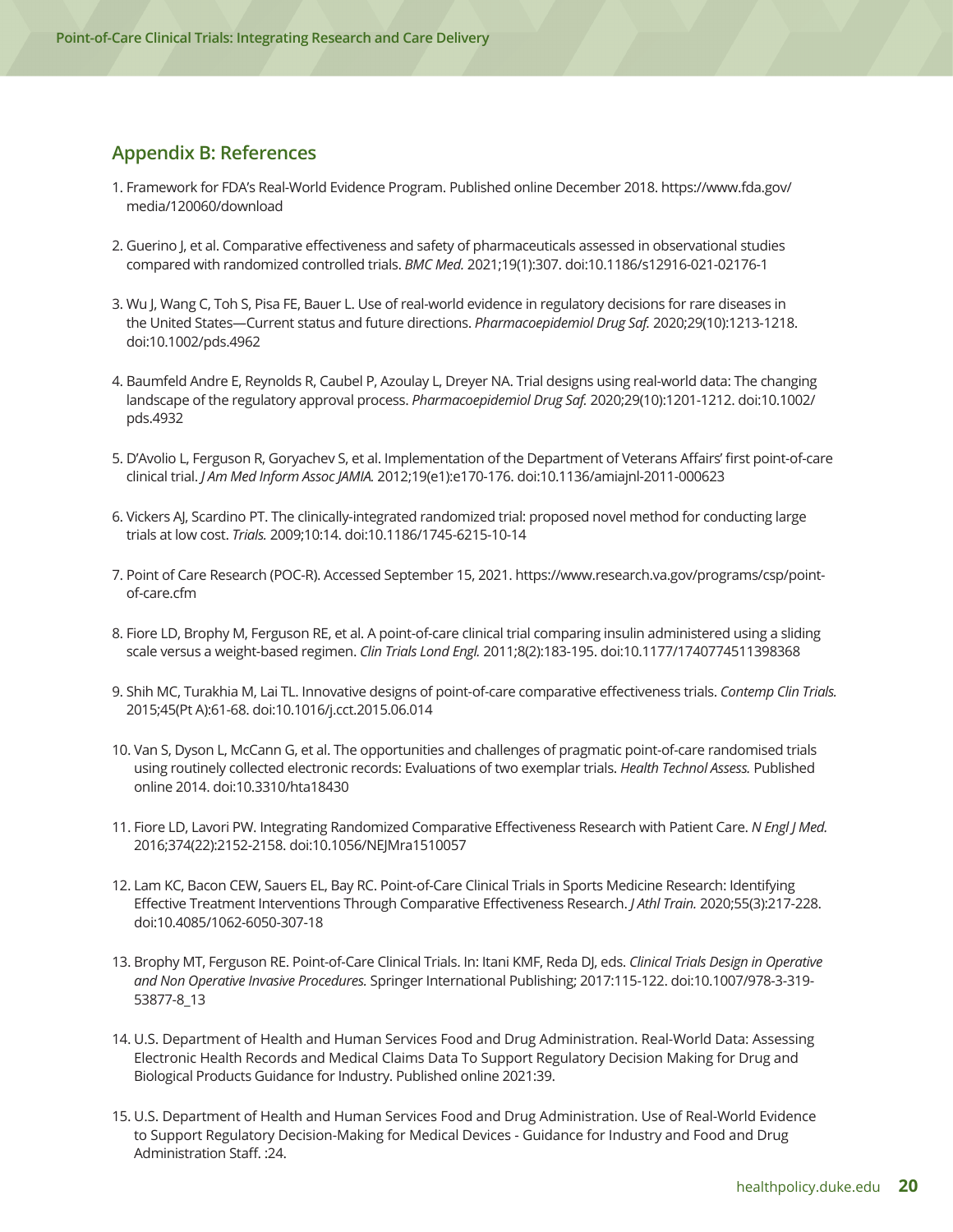## Appendix B: References

1. Framework for FDA's Real-World Evidence Program. Published online December 2018. https://www.fda.gov/media/120060/download

2. Guerino J, et al. Comparative effectiveness and safety of pharmaceuticals assessed in observational studies compared with randomized controlled trials. *BMC Med.* 2021;19(1):307. doi:10.1186/s12916-021-02176-1

3. Wu J, Wang C, Toh S, Pisa FE, Bauer L. Use of real-world evidence in regulatory decisions for rare diseases in the United States—Current status and future directions. *Pharmacoepidemiol Drug Saf.* 2020;29(10):1213-1218. doi:10.1002/pds.4962

4. Baumfeld Andre E, Reynolds R, Caubel P, Azoulay L, Dreyer NA. Trial designs using real-world data: The changing landscape of the regulatory approval process. *Pharmacoepidemiol Drug Saf.* 2020;29(10):1201-1212. doi:10.1002/pds.4932

5. D'Avolio L, Ferguson R, Goryachev S, et al. Implementation of the Department of Veterans Affairs' first point-of-care clinical trial. *J Am Med Inform Assoc JAMIA.* 2012;19(e1):e170-176. doi:10.1136/amiajnl-2011-000623

6. Vickers AJ, Scardino PT. The clinically-integrated randomized trial: proposed novel method for conducting large trials at low cost. *Trials.* 2009;10:14. doi:10.1186/1745-6215-10-14

7. Point of Care Research (POC-R). Accessed September 15, 2021. https://www.research.va.gov/programs/csp/point-of-care.cfm

8. Fiore LD, Brophy M, Ferguson RE, et al. A point-of-care clinical trial comparing insulin administered using a sliding scale versus a weight-based regimen. *Clin Trials Lond Engl.* 2011;8(2):183-195. doi:10.1177/1740774511398368

9. Shih MC, Turakhia M, Lai TL. Innovative designs of point-of-care comparative effectiveness trials. *Contemp Clin Trials.* 2015;45(Pt A):61-68. doi:10.1016/j.cct.2015.06.014

10. Van S, Dyson L, McCann G, et al. The opportunities and challenges of pragmatic point-of-care randomised trials using routinely collected electronic records: Evaluations of two exemplar trials. *Health Technol Assess.* Published online 2014. doi:10.3310/hta18430

11. Fiore LD, Lavori PW. Integrating Randomized Comparative Effectiveness Research with Patient Care. *N Engl J Med.* 2016;374(22):2152-2158. doi:10.1056/NEJMra1510057

12. Lam KC, Bacon CEW, Sauers EL, Bay RC. Point-of-Care Clinical Trials in Sports Medicine Research: Identifying Effective Treatment Interventions Through Comparative Effectiveness Research. *J Athl Train.* 2020;55(3):217-228. doi:10.4085/1062-6050-307-18

13. Brophy MT, Ferguson RE. Point-of-Care Clinical Trials. In: Itani KMF, Reda DJ, eds. *Clinical Trials Design in Operative and Non Operative Invasive Procedures.* Springer International Publishing; 2017:115-122. doi:10.1007/978-3-319-53877-8_13

14. U.S. Department of Health and Human Services Food and Drug Administration. Real-World Data: Assessing Electronic Health Records and Medical Claims Data To Support Regulatory Decision Making for Drug and Biological Products Guidance for Industry. Published online 2021:39.

15. U.S. Department of Health and Human Services Food and Drug Administration. Use of Real-World Evidence to Support Regulatory Decision-Making for Medical Devices - Guidance for Industry and Food and Drug Administration Staff. :24.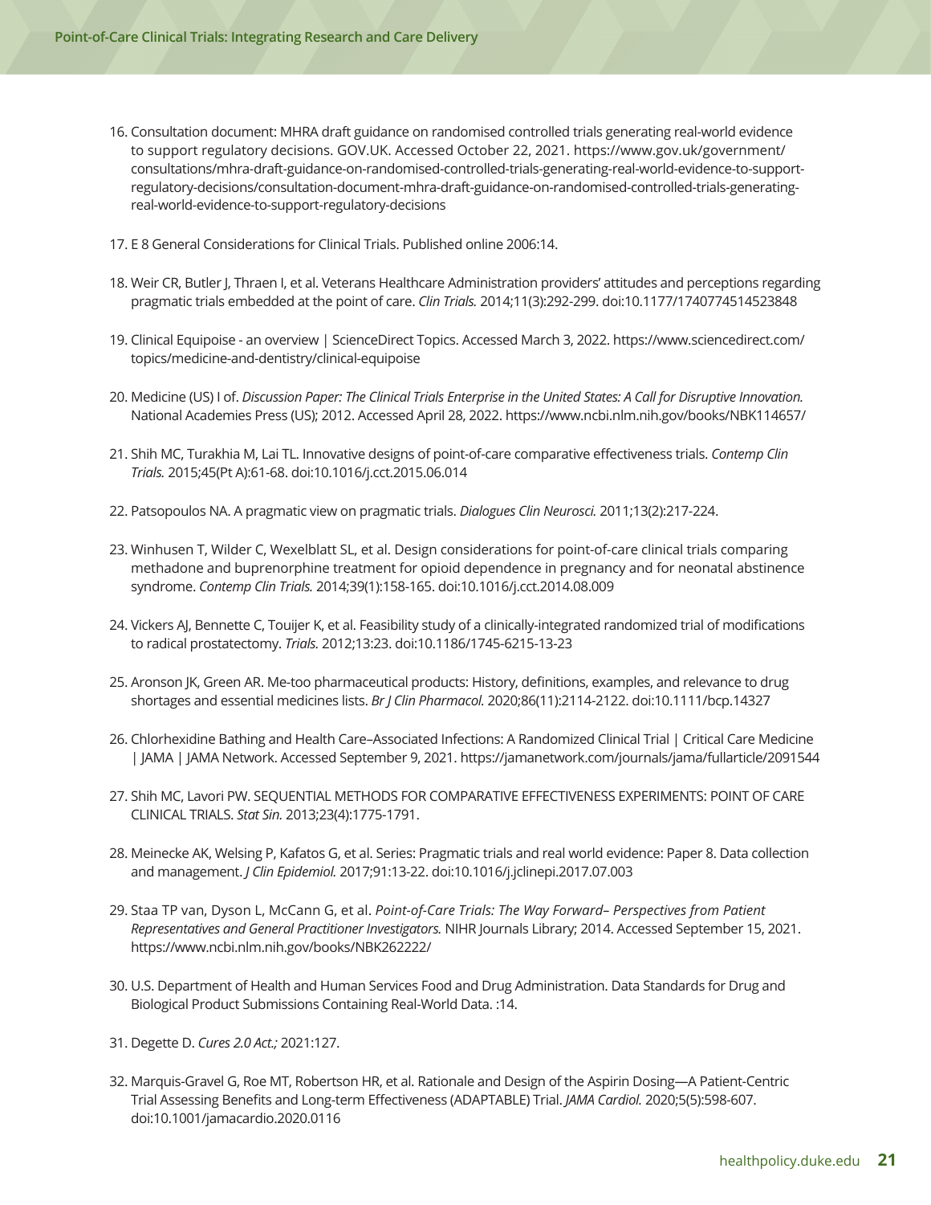16. Consultation document: MHRA draft guidance on randomised controlled trials generating real-world evidence to support regulatory decisions. GOV.UK. Accessed October 22, 2021. https://www.gov.uk/government/consultations/mhra-draft-guidance-on-randomised-controlled-trials-generating-real-world-evidence-to-support-regulatory-decisions/consultation-document-mhra-draft-guidance-on-randomised-controlled-trials-generating-real-world-evidence-to-support-regulatory-decisions

17. E 8 General Considerations for Clinical Trials. Published online 2006:14.

18. Weir CR, Butler J, Thraen I, et al. Veterans Healthcare Administration providers' attitudes and perceptions regarding pragmatic trials embedded at the point of care. *Clin Trials.* 2014;11(3):292-299. doi:10.1177/1740774514523848

19. Clinical Equipoise - an overview | ScienceDirect Topics. Accessed March 3, 2022. https://www.sciencedirect.com/topics/medicine-and-dentistry/clinical-equipoise

20. Medicine (US) I of. *Discussion Paper: The Clinical Trials Enterprise in the United States: A Call for Disruptive Innovation.* National Academies Press (US); 2012. Accessed April 28, 2022. https://www.ncbi.nlm.nih.gov/books/NBK114657/

21. Shih MC, Turakhia M, Lai TL. Innovative designs of point-of-care comparative effectiveness trials. *Contemp Clin Trials.* 2015;45(Pt A):61-68. doi:10.1016/j.cct.2015.06.014

22. Patsopoulos NA. A pragmatic view on pragmatic trials. *Dialogues Clin Neurosci.* 2011;13(2):217-224.

23. Winhusen T, Wilder C, Wexelblatt SL, et al. Design considerations for point-of-care clinical trials comparing methadone and buprenorphine treatment for opioid dependence in pregnancy and for neonatal abstinence syndrome. *Contemp Clin Trials.* 2014;39(1):158-165. doi:10.1016/j.cct.2014.08.009

24. Vickers AJ, Bennette C, Touijer K, et al. Feasibility study of a clinically-integrated randomized trial of modifications to radical prostatectomy. *Trials.* 2012;13:23. doi:10.1186/1745-6215-13-23

25. Aronson JK, Green AR. Me-too pharmaceutical products: History, definitions, examples, and relevance to drug shortages and essential medicines lists. *Br J Clin Pharmacol.* 2020;86(11):2114-2122. doi:10.1111/bcp.14327

26. Chlorhexidine Bathing and Health Care–Associated Infections: A Randomized Clinical Trial | Critical Care Medicine | JAMA | JAMA Network. Accessed September 9, 2021. https://jamanetwork.com/journals/jama/fullarticle/2091544

27. Shih MC, Lavori PW. SEQUENTIAL METHODS FOR COMPARATIVE EFFECTIVENESS EXPERIMENTS: POINT OF CARE CLINICAL TRIALS. *Stat Sin.* 2013;23(4):1775-1791.

28. Meinecke AK, Welsing P, Kafatos G, et al. Series: Pragmatic trials and real world evidence: Paper 8. Data collection and management. *J Clin Epidemiol.* 2017;91:13-22. doi:10.1016/j.jclinepi.2017.07.003

29. Staa TP van, Dyson L, McCann G, et al. *Point-of-Care Trials: The Way Forward– Perspectives from Patient Representatives and General Practitioner Investigators.* NIHR Journals Library; 2014. Accessed September 15, 2021. https://www.ncbi.nlm.nih.gov/books/NBK262222/

30. U.S. Department of Health and Human Services Food and Drug Administration. Data Standards for Drug and Biological Product Submissions Containing Real-World Data. :14.

31. Degette D. *Cures 2.0 Act.;* 2021:127.

32. Marquis-Gravel G, Roe MT, Robertson HR, et al. Rationale and Design of the Aspirin Dosing—A Patient-Centric Trial Assessing Benefits and Long-term Effectiveness (ADAPTABLE) Trial. *JAMA Cardiol.* 2020;5(5):598-607. doi:10.1001/jamacardio.2020.0116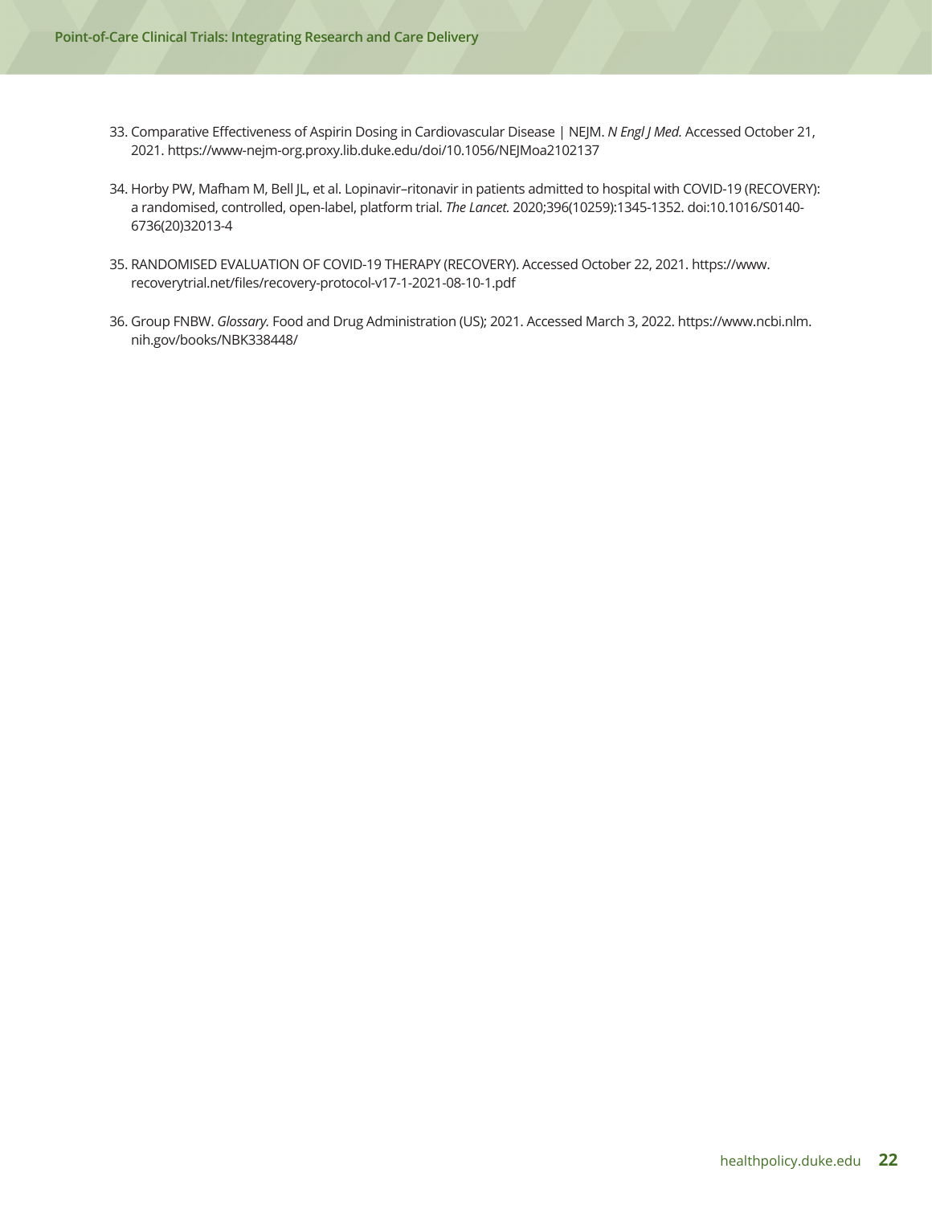33. Comparative Effectiveness of Aspirin Dosing in Cardiovascular Disease | NEJM. *N Engl J Med.* Accessed October 21, 2021. https://www-nejm-org.proxy.lib.duke.edu/doi/10.1056/NEJMoa2102137

34. Horby PW, Mafham M, Bell JL, et al. Lopinavir–ritonavir in patients admitted to hospital with COVID-19 (RECOVERY): a randomised, controlled, open-label, platform trial. *The Lancet.* 2020;396(10259):1345-1352. doi:10.1016/S0140-6736(20)32013-4

35. RANDOMISED EVALUATION OF COVID-19 THERAPY (RECOVERY). Accessed October 22, 2021. https://www.recoverytrial.net/files/recovery-protocol-v17-1-2021-08-10-1.pdf

36. Group FNBW. *Glossary.* Food and Drug Administration (US); 2021. Accessed March 3, 2022. https://www.ncbi.nlm.nih.gov/books/NBK338448/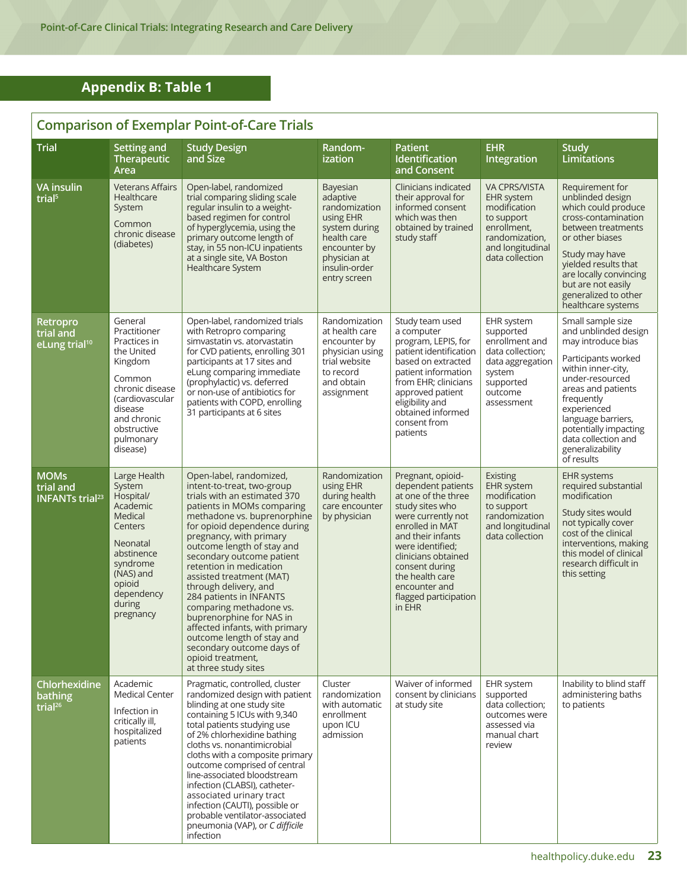## Appendix B: Table 1

### Comparison of Exemplar Point-of-Care Trials

| Trial | Setting and Therapeutic Area | Study Design and Size | Randomization | Patient Identification and Consent | EHR Integration | Study Limitations |
|---|---|---|---|---|---|---|
| VA insulin trial[5] | Veterans Affairs Healthcare System<br><br>Common chronic disease (diabetes) | Open-label, randomized trial comparing sliding scale regular insulin to a weight-based regimen for control of hyperglycemia, using the primary outcome length of stay, in 55 non-ICU inpatients at a single site, VA Boston Healthcare System | Bayesian adaptive randomization using EHR system during health care encounter by physician at insulin-order entry screen | Clinicians indicated their approval for informed consent which was then obtained by trained study staff | VA CPRS/VISTA EHR system modification to support enrollment, randomization, and longitudinal data collection | Requirement for unblinded design which could produce cross-contamination between treatments or other biases<br><br>Study may have yielded results that are locally convincing but are not easily generalized to other healthcare systems |
| Retropro trial and eLung trial[10] | General Practitioner Practices in the United Kingdom<br><br>Common chronic disease (cardiovascular disease and chronic obstructive pulmonary disease) | Open-label, randomized trials with Retropro comparing simvastatin vs. atorvastatin for CVD patients, enrolling 301 participants at 17 sites and eLung comparing immediate (prophylactic) vs. deferred or non-use of antibiotics for patients with COPD, enrolling 31 participants at 6 sites | Randomization at health care encounter by physician using trial website to record and obtain assignment | Study team used a computer program, LEPIS, for patient identification based on extracted patient information from EHR; clinicians approved patient eligibility and obtained informed consent from patients | EHR system supported enrollment and data collection; data aggregation system supported outcome assessment | Small sample size and unblinded design may introduce bias<br><br>Participants worked within inner-city, under-resourced areas and patients frequently experienced language barriers, potentially impacting data collection and generalizability of results |
| MOMs trial and INFANTs trial[23] | Large Health System Hospital/ Academic Medical Centers<br><br>Neonatal abstinence syndrome (NAS) and opioid dependency during pregnancy | Open-label, randomized, intent-to-treat, two-group trials with an estimated 370 patients in MOMs comparing methadone vs. buprenorphine for opioid dependence during pregnancy, with primary outcome length of stay and secondary outcome patient retention in medication assisted treatment (MAT) through delivery, and 284 patients in INFANTS comparing methadone vs. buprenorphine for NAS in affected infants, with primary outcome length of stay and secondary outcome days of opioid treatment, at three study sites | Randomization using EHR during health care encounter by physician | Pregnant, opioid-dependent patients at one of the three study sites who were currently not enrolled in MAT and their infants were identified; clinicians obtained consent during the health care encounter and flagged participation in EHR | Existing EHR system modification to support randomization and longitudinal data collection | EHR systems required substantial modification<br><br>Study sites would not typically cover cost of the clinical interventions, making this model of clinical research difficult in this setting |
| Chlorhexidine bathing trial[26] | Academic Medical Center<br><br>Infection in critically ill, hospitalized patients | Pragmatic, controlled, cluster randomized design with patient blinding at one study site containing 5 ICUs with 9,340 total patients studying use of 2% chlorhexidine bathing cloths vs. nonantimicrobial cloths with a composite primary outcome comprised of central line-associated bloodstream infection (CLABSI), catheter-associated urinary tract infection (CAUTI), possible or probable ventilator-associated pneumonia (VAP), or *C difficile* infection | Cluster randomization with automatic enrollment upon ICU admission | Waiver of informed consent by clinicians at study site | EHR system supported data collection; outcomes were assessed via manual chart review | Inability to blind staff administering baths to patients |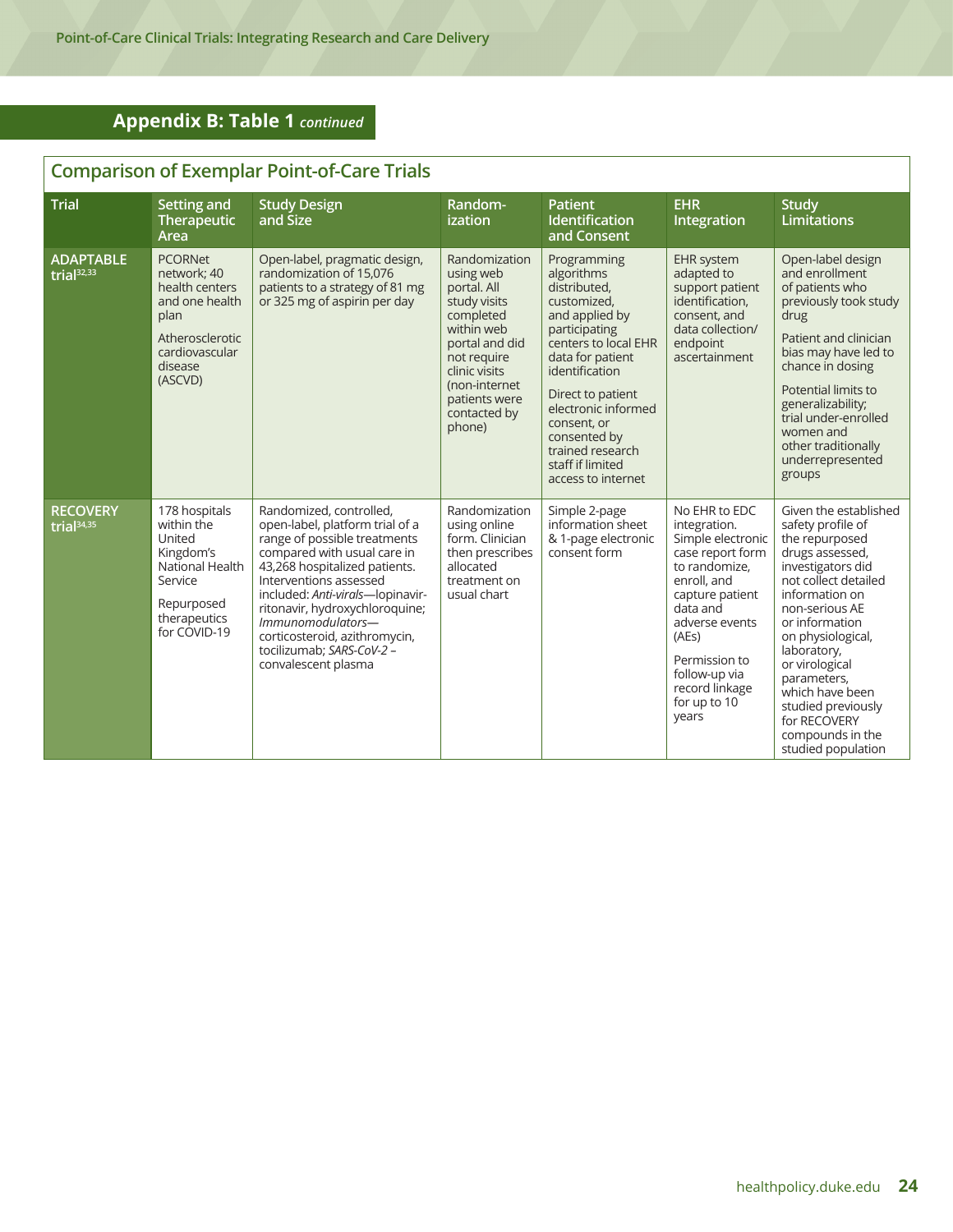## Appendix B: Table 1 *continued*

### Comparison of Exemplar Point-of-Care Trials

| Trial | Setting and Therapeutic Area | Study Design and Size | Randomization | Patient Identification and Consent | EHR Integration | Study Limitations |
|---|---|---|---|---|---|---|
| ADAPTABLE trial[32,33] | PCORNet network; 40 health centers and one health plan<br><br>Atherosclerotic cardiovascular disease (ASCVD) | Open-label, pragmatic design, randomization of 15,076 patients to a strategy of 81 mg or 325 mg of aspirin per day | Randomization using web portal. All study visits completed within web portal and did not require clinic visits (non-internet patients were contacted by phone) | Programming algorithms distributed, customized, and applied by participating centers to local EHR data for patient identification<br><br>Direct to patient electronic informed consent, or consented by trained research staff if limited access to internet | EHR system adapted to support patient identification, consent, and data collection/ endpoint ascertainment | Open-label design and enrollment of patients who previously took study drug<br><br>Patient and clinician bias may have led to chance in dosing<br><br>Potential limits to generalizability; trial under-enrolled women and other traditionally underrepresented groups |
| RECOVERY trial[34,35] | 178 hospitals within the United Kingdom's National Health Service<br><br>Repurposed therapeutics for COVID-19 | Randomized, controlled, open-label, platform trial of a range of possible treatments compared with usual care in 43,268 hospitalized patients. Interventions assessed included: *Anti-virals*—lopinavir-ritonavir, hydroxychloroquine; *Immunomodulators*—corticosteroid, azithromycin, tocilizumab; *SARS-CoV-2* – convalescent plasma | Randomization using online form. Clinician then prescribes allocated treatment on usual chart | Simple 2-page information sheet & 1-page electronic consent form | No EHR to EDC integration. Simple electronic case report form to randomize, enroll, and capture patient data and adverse events (AEs)<br><br>Permission to follow-up via record linkage for up to 10 years | Given the established safety profile of the repurposed drugs assessed, investigators did not collect detailed information on non-serious AE or information on physiological, laboratory, or virological parameters, which have been studied previously for RECOVERY compounds in the studied population |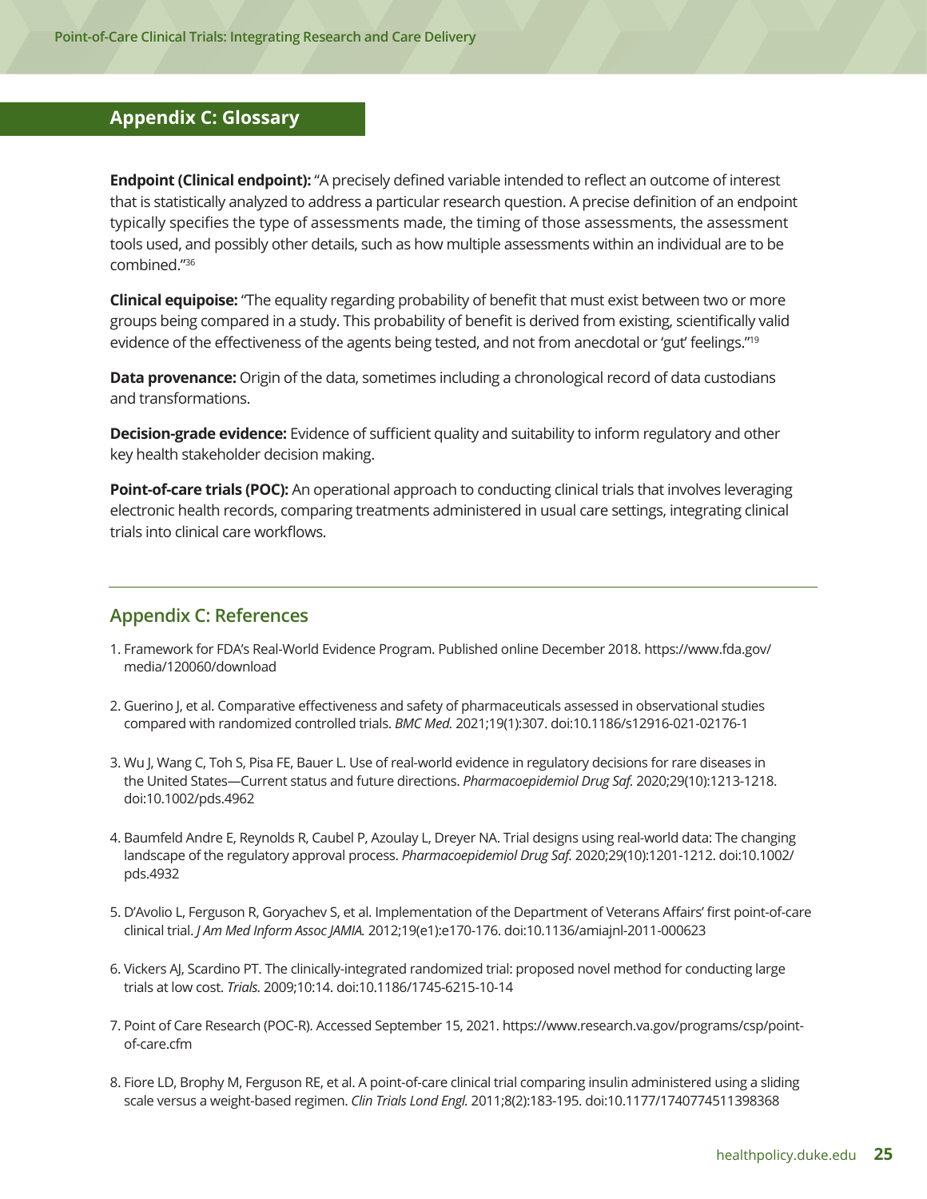## Appendix C: Glossary

**Endpoint (Clinical endpoint):** "A precisely defined variable intended to reflect an outcome of interest that is statistically analyzed to address a particular research question. A precise definition of an endpoint typically specifies the type of assessments made, the timing of those assessments, the assessment tools used, and possibly other details, such as how multiple assessments within an individual are to be combined."[36]

**Clinical equipoise:** "The equality regarding probability of benefit that must exist between two or more groups being compared in a study. This probability of benefit is derived from existing, scientifically valid evidence of the effectiveness of the agents being tested, and not from anecdotal or 'gut' feelings."[19]

**Data provenance:** Origin of the data, sometimes including a chronological record of data custodians and transformations.

**Decision-grade evidence:** Evidence of sufficient quality and suitability to inform regulatory and other key health stakeholder decision making.

**Point-of-care trials (POC):** An operational approach to conducting clinical trials that involves leveraging electronic health records, comparing treatments administered in usual care settings, integrating clinical trials into clinical care workflows.

## Appendix C: References

1. Framework for FDA's Real-World Evidence Program. Published online December 2018. https://www.fda.gov/media/120060/download
2. Guerino J, et al. Comparative effectiveness and safety of pharmaceuticals assessed in observational studies compared with randomized controlled trials. *BMC Med.* 2021;19(1):307. doi:10.1186/s12916-021-02176-1
3. Wu J, Wang C, Toh S, Pisa FE, Bauer L. Use of real-world evidence in regulatory decisions for rare diseases in the United States—Current status and future directions. *Pharmacoepidemiol Drug Saf.* 2020;29(10):1213-1218. doi:10.1002/pds.4962
4. Baumfeld Andre E, Reynolds R, Caubel P, Azoulay L, Dreyer NA. Trial designs using real-world data: The changing landscape of the regulatory approval process. *Pharmacoepidemiol Drug Saf.* 2020;29(10):1201-1212. doi:10.1002/pds.4932
5. D'Avolio L, Ferguson R, Goryachev S, et al. Implementation of the Department of Veterans Affairs' first point-of-care clinical trial. *J Am Med Inform Assoc JAMIA.* 2012;19(e1):e170-176. doi:10.1136/amiajnl-2011-000623
6. Vickers AJ, Scardino PT. The clinically-integrated randomized trial: proposed novel method for conducting large trials at low cost. *Trials.* 2009;10:14. doi:10.1186/1745-6215-10-14
7. Point of Care Research (POC-R). Accessed September 15, 2021. https://www.research.va.gov/programs/csp/point-of-care.cfm
8. Fiore LD, Brophy M, Ferguson RE, et al. A point-of-care clinical trial comparing insulin administered using a sliding scale versus a weight-based regimen. *Clin Trials Lond Engl.* 2011;8(2):183-195. doi:10.1177/1740774511398368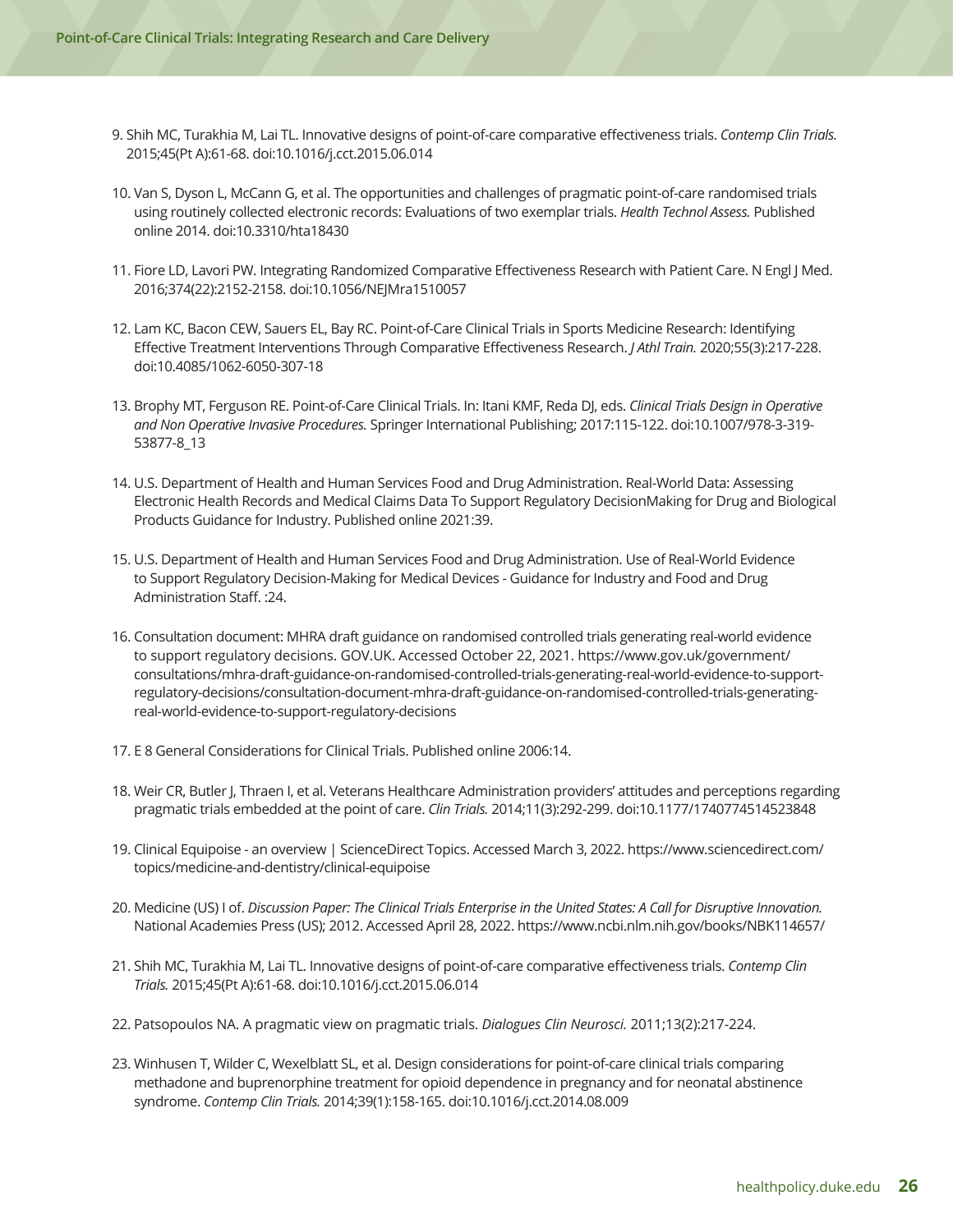9. Shih MC, Turakhia M, Lai TL. Innovative designs of point-of-care comparative effectiveness trials. *Contemp Clin Trials.* 2015;45(Pt A):61-68. doi:10.1016/j.cct.2015.06.014

10. Van S, Dyson L, McCann G, et al. The opportunities and challenges of pragmatic point-of-care randomised trials using routinely collected electronic records: Evaluations of two exemplar trials. *Health Technol Assess.* Published online 2014. doi:10.3310/hta18430

11. Fiore LD, Lavori PW. Integrating Randomized Comparative Effectiveness Research with Patient Care. N Engl J Med. 2016;374(22):2152-2158. doi:10.1056/NEJMra1510057

12. Lam KC, Bacon CEW, Sauers EL, Bay RC. Point-of-Care Clinical Trials in Sports Medicine Research: Identifying Effective Treatment Interventions Through Comparative Effectiveness Research. *J Athl Train.* 2020;55(3):217-228. doi:10.4085/1062-6050-307-18

13. Brophy MT, Ferguson RE. Point-of-Care Clinical Trials. In: Itani KMF, Reda DJ, eds. *Clinical Trials Design in Operative and Non Operative Invasive Procedures.* Springer International Publishing; 2017:115-122. doi:10.1007/978-3-319-53877-8_13

14. U.S. Department of Health and Human Services Food and Drug Administration. Real-World Data: Assessing Electronic Health Records and Medical Claims Data To Support Regulatory DecisionMaking for Drug and Biological Products Guidance for Industry. Published online 2021:39.

15. U.S. Department of Health and Human Services Food and Drug Administration. Use of Real-World Evidence to Support Regulatory Decision-Making for Medical Devices - Guidance for Industry and Food and Drug Administration Staff. :24.

16. Consultation document: MHRA draft guidance on randomised controlled trials generating real-world evidence to support regulatory decisions. GOV.UK. Accessed October 22, 2021. https://www.gov.uk/government/consultations/mhra-draft-guidance-on-randomised-controlled-trials-generating-real-world-evidence-to-support-regulatory-decisions/consultation-document-mhra-draft-guidance-on-randomised-controlled-trials-generating-real-world-evidence-to-support-regulatory-decisions

17. E 8 General Considerations for Clinical Trials. Published online 2006:14.

18. Weir CR, Butler J, Thraen I, et al. Veterans Healthcare Administration providers' attitudes and perceptions regarding pragmatic trials embedded at the point of care. *Clin Trials.* 2014;11(3):292-299. doi:10.1177/1740774514523848

19. Clinical Equipoise - an overview | ScienceDirect Topics. Accessed March 3, 2022. https://www.sciencedirect.com/topics/medicine-and-dentistry/clinical-equipoise

20. Medicine (US) I of. *Discussion Paper: The Clinical Trials Enterprise in the United States: A Call for Disruptive Innovation.* National Academies Press (US); 2012. Accessed April 28, 2022. https://www.ncbi.nlm.nih.gov/books/NBK114657/

21. Shih MC, Turakhia M, Lai TL. Innovative designs of point-of-care comparative effectiveness trials. *Contemp Clin Trials.* 2015;45(Pt A):61-68. doi:10.1016/j.cct.2015.06.014

22. Patsopoulos NA. A pragmatic view on pragmatic trials. *Dialogues Clin Neurosci.* 2011;13(2):217-224.

23. Winhusen T, Wilder C, Wexelblatt SL, et al. Design considerations for point-of-care clinical trials comparing methadone and buprenorphine treatment for opioid dependence in pregnancy and for neonatal abstinence syndrome. *Contemp Clin Trials.* 2014;39(1):158-165. doi:10.1016/j.cct.2014.08.009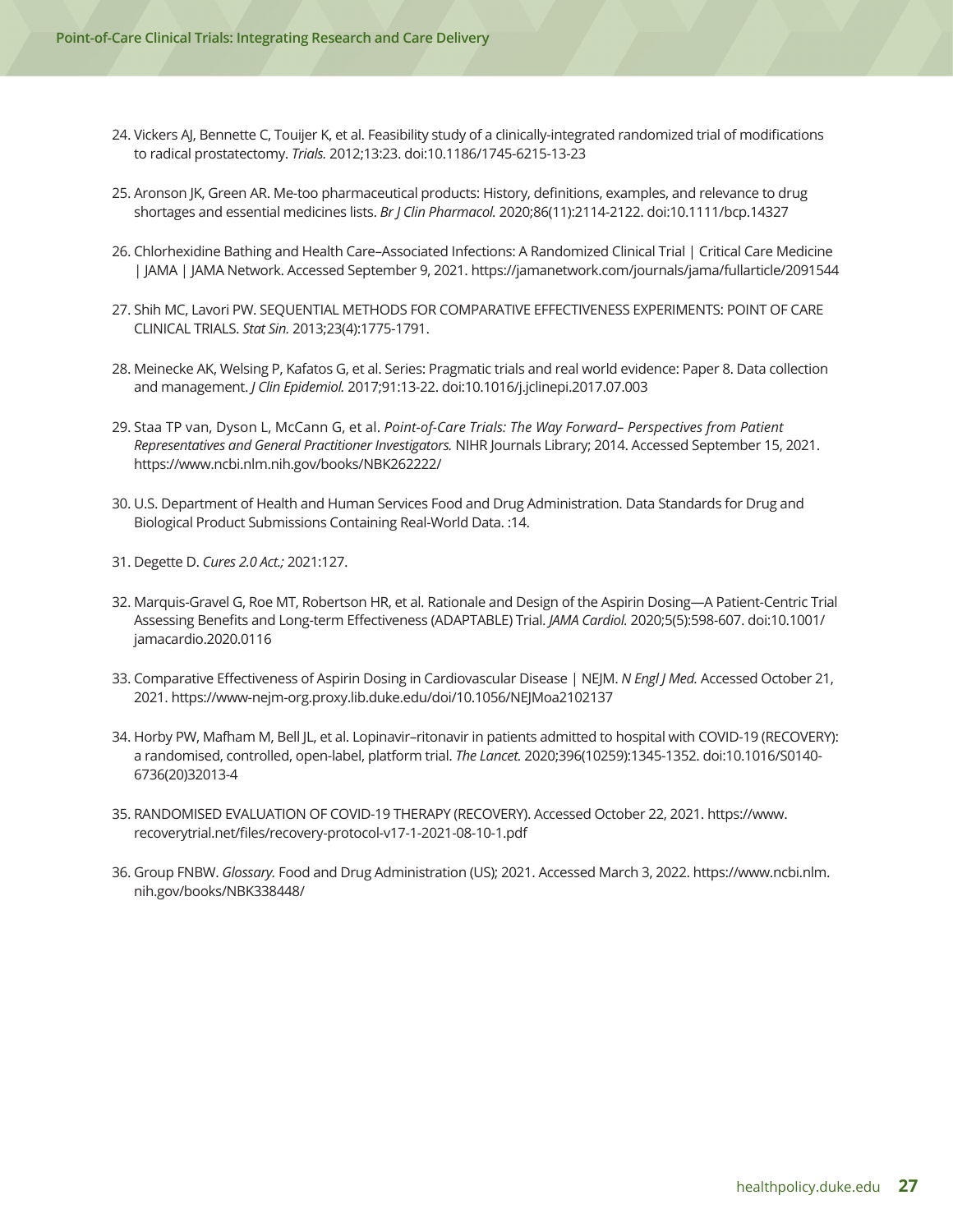24. Vickers AJ, Bennette C, Touijer K, et al. Feasibility study of a clinically-integrated randomized trial of modifications to radical prostatectomy. *Trials.* 2012;13:23. doi:10.1186/1745-6215-13-23

25. Aronson JK, Green AR. Me-too pharmaceutical products: History, definitions, examples, and relevance to drug shortages and essential medicines lists. *Br J Clin Pharmacol.* 2020;86(11):2114-2122. doi:10.1111/bcp.14327

26. Chlorhexidine Bathing and Health Care–Associated Infections: A Randomized Clinical Trial | Critical Care Medicine | JAMA | JAMA Network. Accessed September 9, 2021. https://jamanetwork.com/journals/jama/fullarticle/2091544

27. Shih MC, Lavori PW. SEQUENTIAL METHODS FOR COMPARATIVE EFFECTIVENESS EXPERIMENTS: POINT OF CARE CLINICAL TRIALS. *Stat Sin.* 2013;23(4):1775-1791.

28. Meinecke AK, Welsing P, Kafatos G, et al. Series: Pragmatic trials and real world evidence: Paper 8. Data collection and management. *J Clin Epidemiol.* 2017;91:13-22. doi:10.1016/j.jclinepi.2017.07.003

29. Staa TP van, Dyson L, McCann G, et al. *Point-of-Care Trials: The Way Forward– Perspectives from Patient Representatives and General Practitioner Investigators.* NIHR Journals Library; 2014. Accessed September 15, 2021. https://www.ncbi.nlm.nih.gov/books/NBK262222/

30. U.S. Department of Health and Human Services Food and Drug Administration. Data Standards for Drug and Biological Product Submissions Containing Real-World Data. :14.

31. Degette D. *Cures 2.0 Act.;* 2021:127.

32. Marquis-Gravel G, Roe MT, Robertson HR, et al. Rationale and Design of the Aspirin Dosing—A Patient-Centric Trial Assessing Benefits and Long-term Effectiveness (ADAPTABLE) Trial. *JAMA Cardiol.* 2020;5(5):598-607. doi:10.1001/jamacardio.2020.0116

33. Comparative Effectiveness of Aspirin Dosing in Cardiovascular Disease | NEJM. *N Engl J Med.* Accessed October 21, 2021. https://www-nejm-org.proxy.lib.duke.edu/doi/10.1056/NEJMoa2102137

34. Horby PW, Mafham M, Bell JL, et al. Lopinavir–ritonavir in patients admitted to hospital with COVID-19 (RECOVERY): a randomised, controlled, open-label, platform trial. *The Lancet.* 2020;396(10259):1345-1352. doi:10.1016/S0140-6736(20)32013-4

35. RANDOMISED EVALUATION OF COVID-19 THERAPY (RECOVERY). Accessed October 22, 2021. https://www.recoverytrial.net/files/recovery-protocol-v17-1-2021-08-10-1.pdf

36. Group FNBW. *Glossary.* Food and Drug Administration (US); 2021. Accessed March 3, 2022. https://www.ncbi.nlm.nih.gov/books/NBK338448/